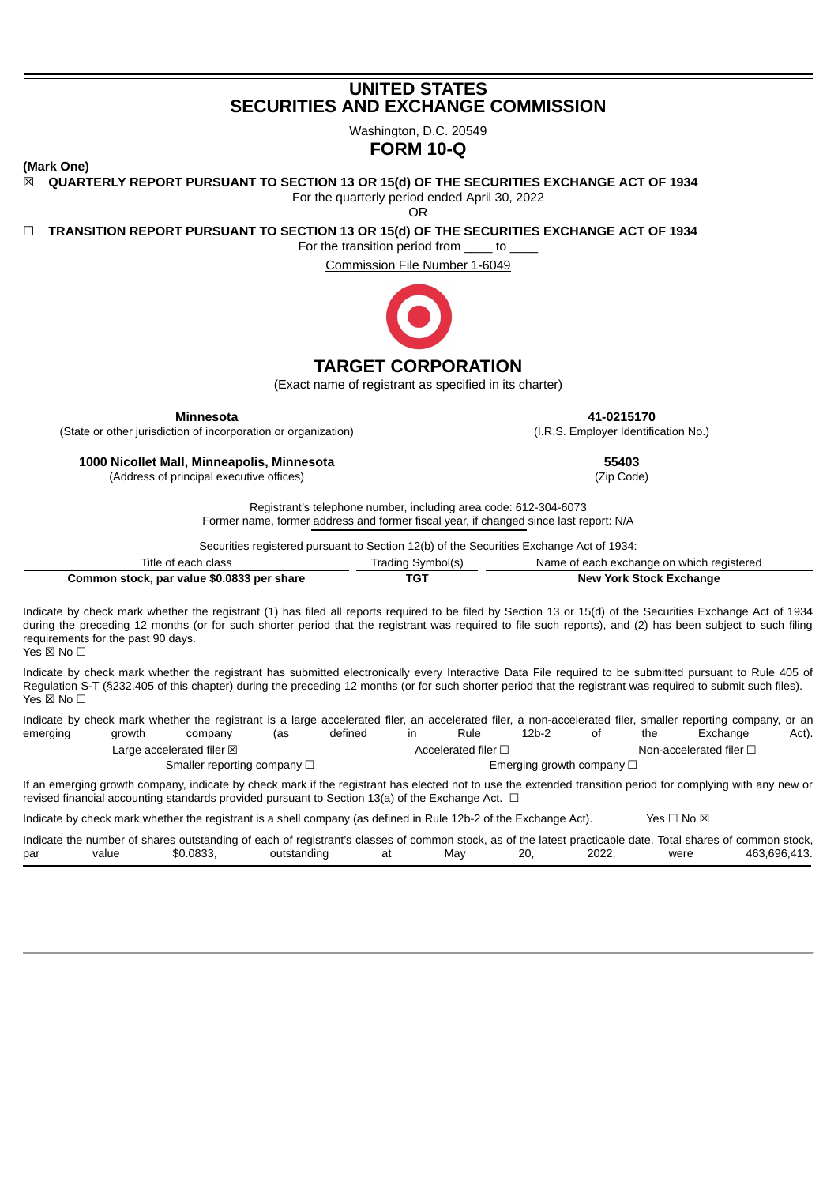# UNITED STATES
# SECURITIES AND EXCHANGE COMMISSION

Washington, D.C. 20549

## FORM 10-Q

**(Mark One)**

☒ **QUARTERLY REPORT PURSUANT TO SECTION 13 OR 15(d) OF THE SECURITIES EXCHANGE ACT OF 1934**

For the quarterly period ended April 30, 2022

OR

☐ **TRANSITION REPORT PURSUANT TO SECTION 13 OR 15(d) OF THE SECURITIES EXCHANGE ACT OF 1934**

For the transition period from ____ to ____

Commission File Number 1-6049

## TARGET CORPORATION

(Exact name of registrant as specified in its charter)

| **Minnesota** | **41-0215170** |
|---|---|
| (State or other jurisdiction of incorporation or organization) | (I.R.S. Employer Identification No.) |
| **1000 Nicollet Mall, Minneapolis, Minnesota** | **55403** |
| (Address of principal executive offices) | (Zip Code) |

Registrant's telephone number, including area code: 612-304-6073

Former name, former address and former fiscal year, if changed since last report: N/A

Securities registered pursuant to Section 12(b) of the Securities Exchange Act of 1934:

| Title of each class | Trading Symbol(s) | Name of each exchange on which registered |
|---|---|---|
| **Common stock, par value $0.0833 per share** | **TGT** | **New York Stock Exchange** |

Indicate by check mark whether the registrant (1) has filed all reports required to be filed by Section 13 or 15(d) of the Securities Exchange Act of 1934 during the preceding 12 months (or for such shorter period that the registrant was required to file such reports), and (2) has been subject to such filing requirements for the past 90 days.
Yes ☒ No ☐

Indicate by check mark whether the registrant has submitted electronically every Interactive Data File required to be submitted pursuant to Rule 405 of Regulation S-T (§232.405 of this chapter) during the preceding 12 months (or for such shorter period that the registrant was required to submit such files).
Yes ☒ No ☐

Indicate by check mark whether the registrant is a large accelerated filer, an accelerated filer, a non-accelerated filer, smaller reporting company, or an emerging growth company (as defined in Rule 12b-2 of the Exchange Act).

Large accelerated filer ☒ Accelerated filer ☐ Non-accelerated filer ☐
Smaller reporting company ☐ Emerging growth company ☐

If an emerging growth company, indicate by check mark if the registrant has elected not to use the extended transition period for complying with any new or revised financial accounting standards provided pursuant to Section 13(a) of the Exchange Act. ☐

Indicate by check mark whether the registrant is a shell company (as defined in Rule 12b-2 of the Exchange Act). Yes ☐ No ☒

Indicate the number of shares outstanding of each of registrant's classes of common stock, as of the latest practicable date. Total shares of common stock, par value $0.0833, outstanding at May 20, 2022, were 463,696,413.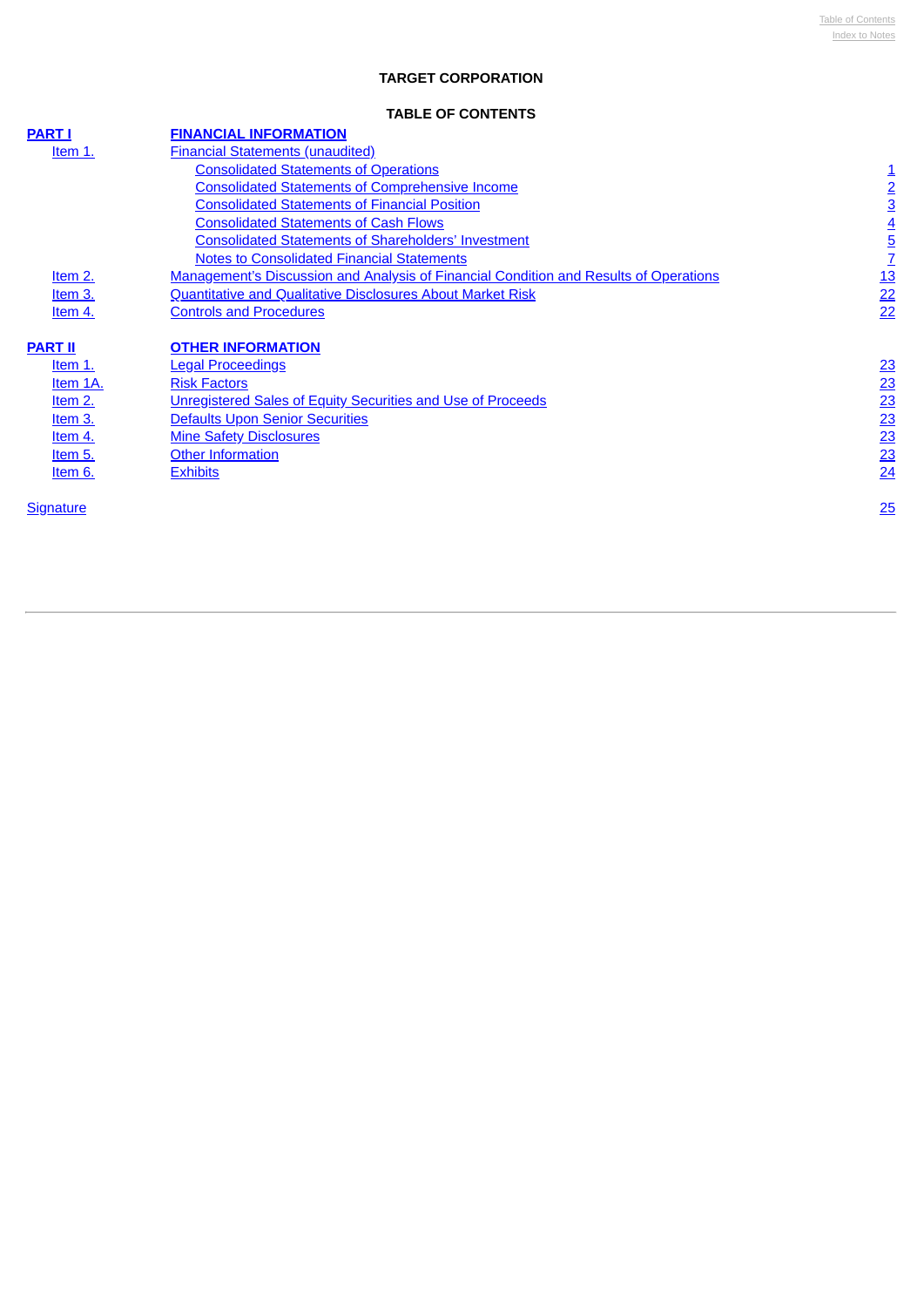# TARGET CORPORATION

## TABLE OF CONTENTS

| | | |
|---|---|---|
| **PART I** | **FINANCIAL INFORMATION** | |
| Item 1. | Financial Statements (unaudited) | |
| | Consolidated Statements of Operations | 1 |
| | Consolidated Statements of Comprehensive Income | 2 |
| | Consolidated Statements of Financial Position | 3 |
| | Consolidated Statements of Cash Flows | 4 |
| | Consolidated Statements of Shareholders' Investment | 5 |
| | Notes to Consolidated Financial Statements | 7 |
| Item 2. | Management's Discussion and Analysis of Financial Condition and Results of Operations | 13 |
| Item 3. | Quantitative and Qualitative Disclosures About Market Risk | 22 |
| Item 4. | Controls and Procedures | 22 |
| | | |
| **PART II** | **OTHER INFORMATION** | |
| Item 1. | Legal Proceedings | 23 |
| Item 1A. | Risk Factors | 23 |
| Item 2. | Unregistered Sales of Equity Securities and Use of Proceeds | 23 |
| Item 3. | Defaults Upon Senior Securities | 23 |
| Item 4. | Mine Safety Disclosures | 23 |
| Item 5. | Other Information | 23 |
| Item 6. | Exhibits | 24 |
| | | |
| Signature | | 25 |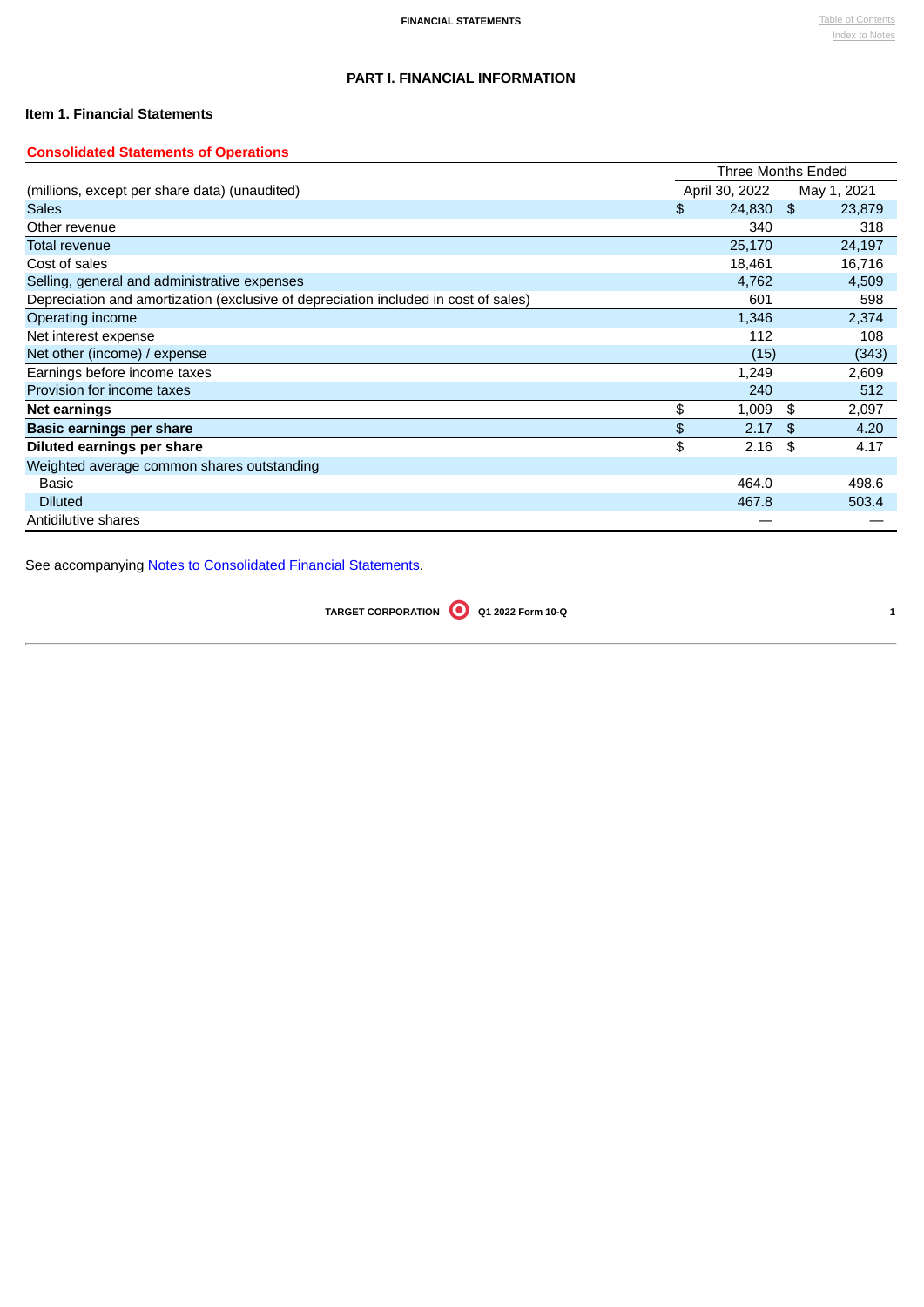# PART I. FINANCIAL INFORMATION

## Item 1. Financial Statements

### Consolidated Statements of Operations

| (millions, except per share data) (unaudited) | Three Months Ended April 30, 2022 | Three Months Ended May 1, 2021 |
|---|---|---|
| Sales | $ 24,830 | $ 23,879 |
| Other revenue | 340 | 318 |
| Total revenue | 25,170 | 24,197 |
| Cost of sales | 18,461 | 16,716 |
| Selling, general and administrative expenses | 4,762 | 4,509 |
| Depreciation and amortization (exclusive of depreciation included in cost of sales) | 601 | 598 |
| Operating income | 1,346 | 2,374 |
| Net interest expense | 112 | 108 |
| Net other (income) / expense | (15) | (343) |
| Earnings before income taxes | 1,249 | 2,609 |
| Provision for income taxes | 240 | 512 |
| **Net earnings** | **$ 1,009** | **$ 2,097** |
| **Basic earnings per share** | **$ 2.17** | **$ 4.20** |
| **Diluted earnings per share** | **$ 2.16** | **$ 4.17** |
| Weighted average common shares outstanding | | |
| Basic | 464.0 | 498.6 |
| Diluted | 467.8 | 503.4 |
| Antidilutive shares | — | — |

See accompanying Notes to Consolidated Financial Statements.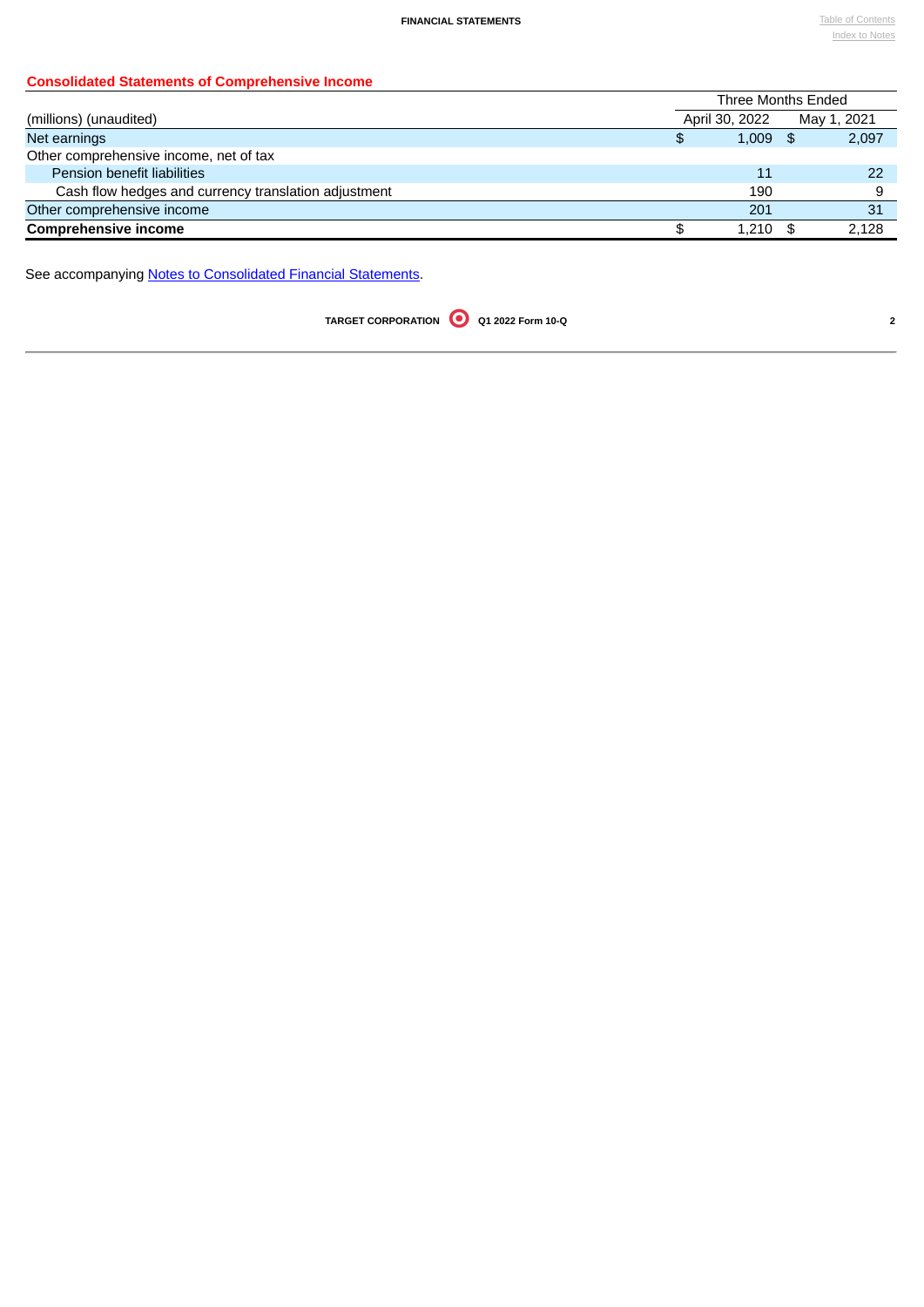## Consolidated Statements of Comprehensive Income

| (millions) (unaudited) | Three Months Ended | |
|---|---|---|
| | April 30, 2022 | May 1, 2021 |
| Net earnings | $ 1,009 | $ 2,097 |
| Other comprehensive income, net of tax | | |
| Pension benefit liabilities | 11 | 22 |
| Cash flow hedges and currency translation adjustment | 190 | 9 |
| Other comprehensive income | 201 | 31 |
| **Comprehensive income** | $ 1,210 | $ 2,128 |

See accompanying Notes to Consolidated Financial Statements.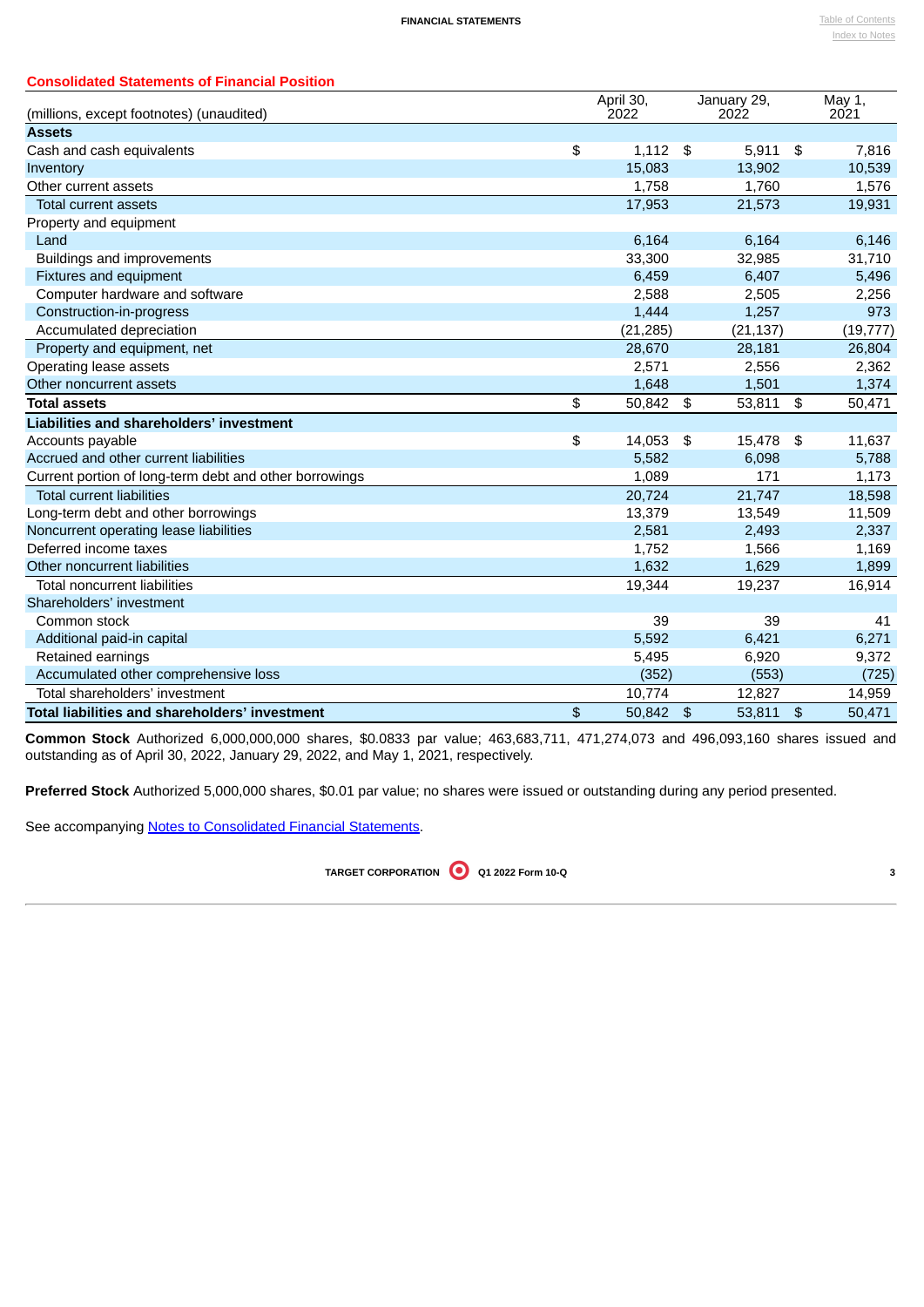## Consolidated Statements of Financial Position

| (millions, except footnotes) (unaudited) | April 30, 2022 | January 29, 2022 | May 1, 2021 |
|---|---|---|---|
| **Assets** | | | |
| Cash and cash equivalents | $ 1,112 | $ 5,911 | $ 7,816 |
| Inventory | 15,083 | 13,902 | 10,539 |
| Other current assets | 1,758 | 1,760 | 1,576 |
| Total current assets | 17,953 | 21,573 | 19,931 |
| Property and equipment | | | |
| Land | 6,164 | 6,164 | 6,146 |
| Buildings and improvements | 33,300 | 32,985 | 31,710 |
| Fixtures and equipment | 6,459 | 6,407 | 5,496 |
| Computer hardware and software | 2,588 | 2,505 | 2,256 |
| Construction-in-progress | 1,444 | 1,257 | 973 |
| Accumulated depreciation | (21,285) | (21,137) | (19,777) |
| Property and equipment, net | 28,670 | 28,181 | 26,804 |
| Operating lease assets | 2,571 | 2,556 | 2,362 |
| Other noncurrent assets | 1,648 | 1,501 | 1,374 |
| **Total assets** | **$ 50,842** | **$ 53,811** | **$ 50,471** |
| **Liabilities and shareholders' investment** | | | |
| Accounts payable | $ 14,053 | $ 15,478 | $ 11,637 |
| Accrued and other current liabilities | 5,582 | 6,098 | 5,788 |
| Current portion of long-term debt and other borrowings | 1,089 | 171 | 1,173 |
| Total current liabilities | 20,724 | 21,747 | 18,598 |
| Long-term debt and other borrowings | 13,379 | 13,549 | 11,509 |
| Noncurrent operating lease liabilities | 2,581 | 2,493 | 2,337 |
| Deferred income taxes | 1,752 | 1,566 | 1,169 |
| Other noncurrent liabilities | 1,632 | 1,629 | 1,899 |
| Total noncurrent liabilities | 19,344 | 19,237 | 16,914 |
| Shareholders' investment | | | |
| Common stock | 39 | 39 | 41 |
| Additional paid-in capital | 5,592 | 6,421 | 6,271 |
| Retained earnings | 5,495 | 6,920 | 9,372 |
| Accumulated other comprehensive loss | (352) | (553) | (725) |
| Total shareholders' investment | 10,774 | 12,827 | 14,959 |
| **Total liabilities and shareholders' investment** | **$ 50,842** | **$ 53,811** | **$ 50,471** |

**Common Stock** Authorized 6,000,000,000 shares, $0.0833 par value; 463,683,711, 471,274,073 and 496,093,160 shares issued and outstanding as of April 30, 2022, January 29, 2022, and May 1, 2021, respectively.

**Preferred Stock** Authorized 5,000,000 shares, $0.01 par value; no shares were issued or outstanding during any period presented.

See accompanying Notes to Consolidated Financial Statements.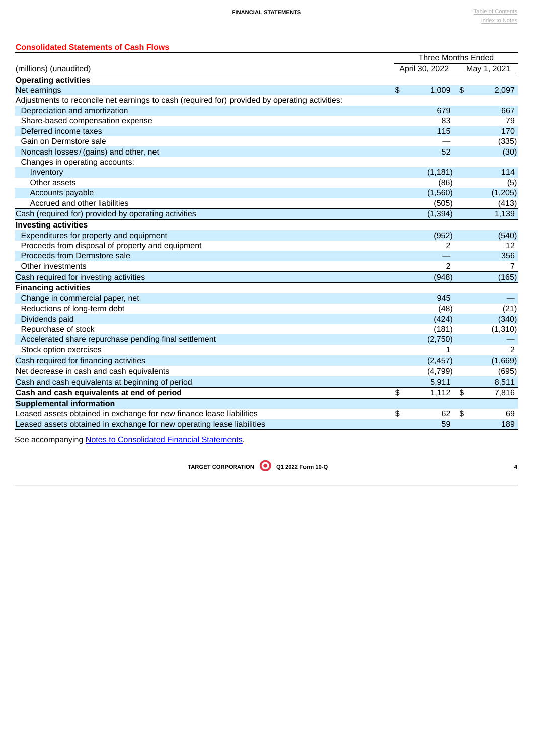## Consolidated Statements of Cash Flows

| (millions) (unaudited) | Three Months Ended April 30, 2022 | Three Months Ended May 1, 2021 |
|---|---|---|
| **Operating activities** | | |
| Net earnings | $ 1,009 | $ 2,097 |
| Adjustments to reconcile net earnings to cash (required for) provided by operating activities: | | |
| Depreciation and amortization | 679 | 667 |
| Share-based compensation expense | 83 | 79 |
| Deferred income taxes | 115 | 170 |
| Gain on Dermstore sale | — | (335) |
| Noncash losses / (gains) and other, net | 52 | (30) |
| Changes in operating accounts: | | |
| Inventory | (1,181) | 114 |
| Other assets | (86) | (5) |
| Accounts payable | (1,560) | (1,205) |
| Accrued and other liabilities | (505) | (413) |
| Cash (required for) provided by operating activities | (1,394) | 1,139 |
| **Investing activities** | | |
| Expenditures for property and equipment | (952) | (540) |
| Proceeds from disposal of property and equipment | 2 | 12 |
| Proceeds from Dermstore sale | — | 356 |
| Other investments | 2 | 7 |
| Cash required for investing activities | (948) | (165) |
| **Financing activities** | | |
| Change in commercial paper, net | 945 | — |
| Reductions of long-term debt | (48) | (21) |
| Dividends paid | (424) | (340) |
| Repurchase of stock | (181) | (1,310) |
| Accelerated share repurchase pending final settlement | (2,750) | — |
| Stock option exercises | 1 | 2 |
| Cash required for financing activities | (2,457) | (1,669) |
| Net decrease in cash and cash equivalents | (4,799) | (695) |
| Cash and cash equivalents at beginning of period | 5,911 | 8,511 |
| **Cash and cash equivalents at end of period** | **$ 1,112** | **$ 7,816** |
| **Supplemental information** | | |
| Leased assets obtained in exchange for new finance lease liabilities | $ 62 | $ 69 |
| Leased assets obtained in exchange for new operating lease liabilities | 59 | 189 |

See accompanying Notes to Consolidated Financial Statements.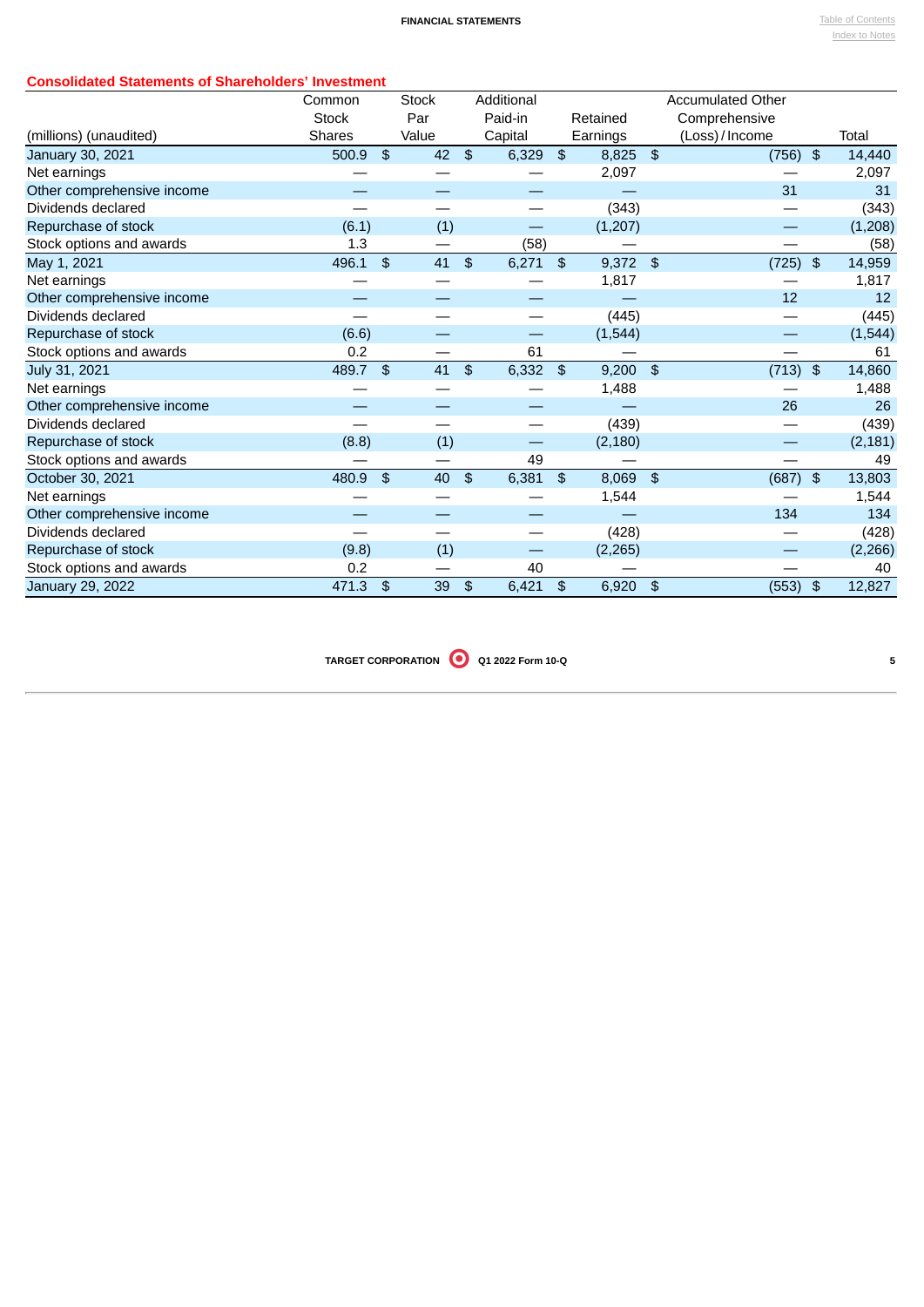## Consolidated Statements of Shareholders' Investment

| (millions) (unaudited) | Common Stock Shares | Stock Par Value | Additional Paid-in Capital | Retained Earnings | Accumulated Other Comprehensive (Loss) / Income | Total |
|---|---|---|---|---|---|---|
| January 30, 2021 | 500.9 | $ 42 | $ 6,329 | $ 8,825 | $ (756) | $ 14,440 |
| Net earnings | — | — | — | 2,097 | — | 2,097 |
| Other comprehensive income | — | — | — | — | 31 | 31 |
| Dividends declared | — | — | — | (343) | — | (343) |
| Repurchase of stock | (6.1) | (1) | — | (1,207) | — | (1,208) |
| Stock options and awards | 1.3 | — | (58) | — | — | (58) |
| May 1, 2021 | 496.1 | $ 41 | $ 6,271 | $ 9,372 | $ (725) | $ 14,959 |
| Net earnings | — | — | — | 1,817 | — | 1,817 |
| Other comprehensive income | — | — | — | — | 12 | 12 |
| Dividends declared | — | — | — | (445) | — | (445) |
| Repurchase of stock | (6.6) | — | — | (1,544) | — | (1,544) |
| Stock options and awards | 0.2 | — | 61 | — | — | 61 |
| July 31, 2021 | 489.7 | $ 41 | $ 6,332 | $ 9,200 | $ (713) | $ 14,860 |
| Net earnings | — | — | — | 1,488 | — | 1,488 |
| Other comprehensive income | — | — | — | — | 26 | 26 |
| Dividends declared | — | — | — | (439) | — | (439) |
| Repurchase of stock | (8.8) | (1) | — | (2,180) | — | (2,181) |
| Stock options and awards | — | — | 49 | — | — | 49 |
| October 30, 2021 | 480.9 | $ 40 | $ 6,381 | $ 8,069 | $ (687) | $ 13,803 |
| Net earnings | — | — | — | 1,544 | — | 1,544 |
| Other comprehensive income | — | — | — | — | 134 | 134 |
| Dividends declared | — | — | — | (428) | — | (428) |
| Repurchase of stock | (9.8) | (1) | — | (2,265) | — | (2,266) |
| Stock options and awards | 0.2 | — | 40 | — | — | 40 |
| January 29, 2022 | 471.3 | $ 39 | $ 6,421 | $ 6,920 | $ (553) | $ 12,827 |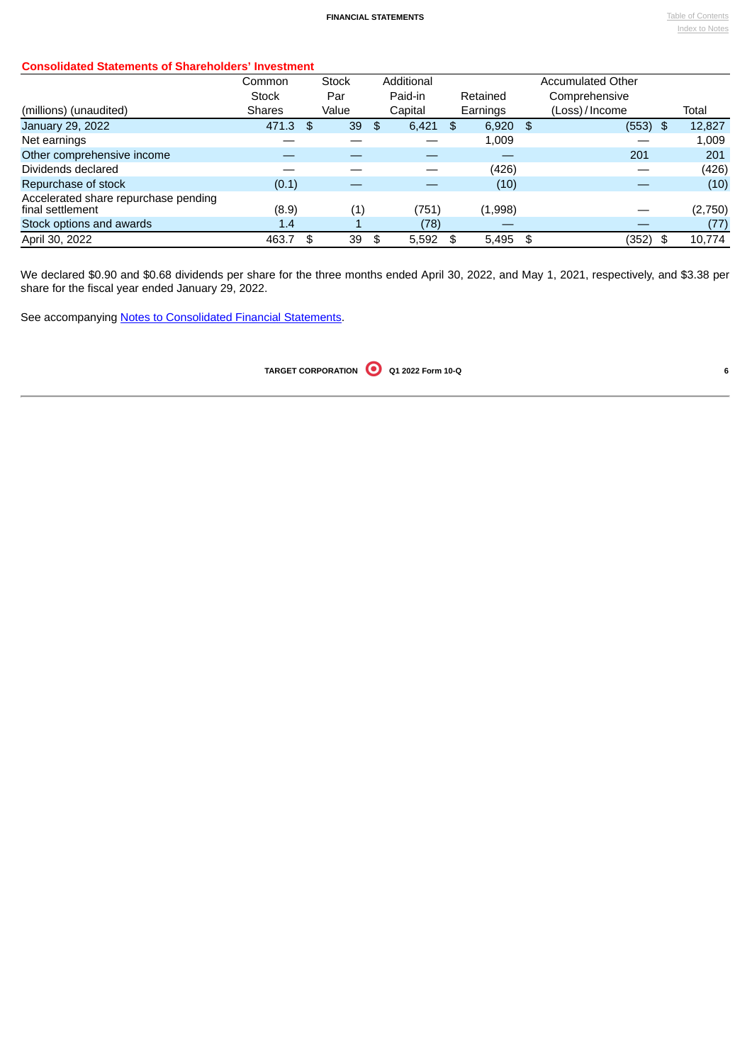## Consolidated Statements of Shareholders' Investment

| (millions) (unaudited) | Common Stock Shares | Stock Par Value | Additional Paid-in Capital | Retained Earnings | Accumulated Other Comprehensive (Loss) / Income | Total |
|---|---|---|---|---|---|---|
| January 29, 2022 | 471.3 | $ 39 | $ 6,421 | $ 6,920 | $ (553) | $ 12,827 |
| Net earnings | — | — | — | 1,009 | — | 1,009 |
| Other comprehensive income | — | — | — | — | 201 | 201 |
| Dividends declared | — | — | — | (426) | — | (426) |
| Repurchase of stock | (0.1) | — | — | (10) | — | (10) |
| Accelerated share repurchase pending final settlement | (8.9) | (1) | (751) | (1,998) | — | (2,750) |
| Stock options and awards | 1.4 | 1 | (78) | — | — | (77) |
| April 30, 2022 | 463.7 | $ 39 | $ 5,592 | $ 5,495 | $ (352) | $ 10,774 |

We declared $0.90 and $0.68 dividends per share for the three months ended April 30, 2022, and May 1, 2021, respectively, and $3.38 per share for the fiscal year ended January 29, 2022.

See accompanying Notes to Consolidated Financial Statements.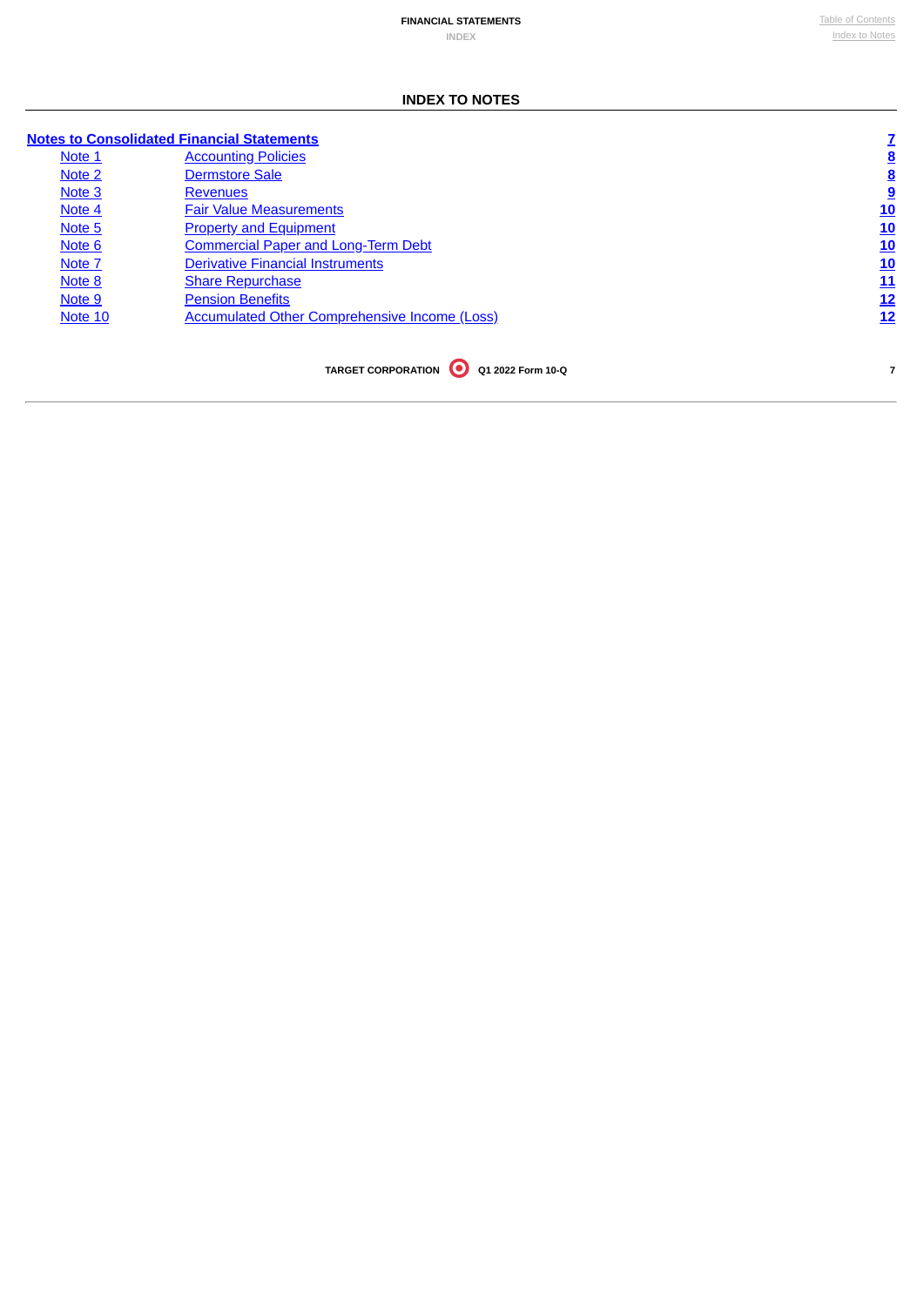## INDEX TO NOTES

| | | |
|---|---|---|
| **Notes to Consolidated Financial Statements** | | **7** |
| Note 1 | Accounting Policies | **8** |
| Note 2 | Dermstore Sale | **8** |
| Note 3 | Revenues | **9** |
| Note 4 | Fair Value Measurements | **10** |
| Note 5 | Property and Equipment | **10** |
| Note 6 | Commercial Paper and Long-Term Debt | **10** |
| Note 7 | Derivative Financial Instruments | **10** |
| Note 8 | Share Repurchase | **11** |
| Note 9 | Pension Benefits | **12** |
| Note 10 | Accumulated Other Comprehensive Income (Loss) | **12** |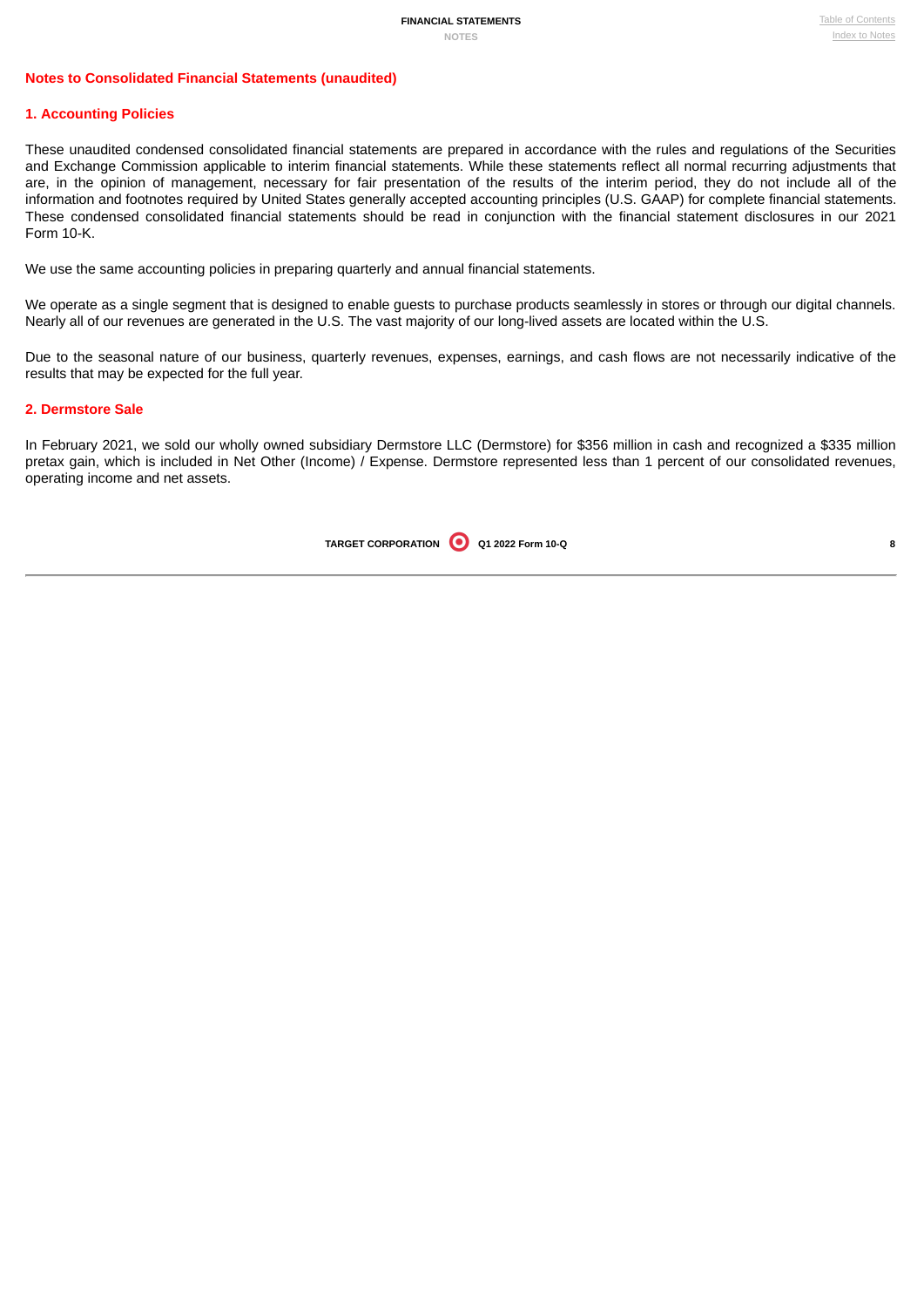## Notes to Consolidated Financial Statements (unaudited)

### 1. Accounting Policies

These unaudited condensed consolidated financial statements are prepared in accordance with the rules and regulations of the Securities and Exchange Commission applicable to interim financial statements. While these statements reflect all normal recurring adjustments that are, in the opinion of management, necessary for fair presentation of the results of the interim period, they do not include all of the information and footnotes required by United States generally accepted accounting principles (U.S. GAAP) for complete financial statements. These condensed consolidated financial statements should be read in conjunction with the financial statement disclosures in our 2021 Form 10-K.

We use the same accounting policies in preparing quarterly and annual financial statements.

We operate as a single segment that is designed to enable guests to purchase products seamlessly in stores or through our digital channels. Nearly all of our revenues are generated in the U.S. The vast majority of our long-lived assets are located within the U.S.

Due to the seasonal nature of our business, quarterly revenues, expenses, earnings, and cash flows are not necessarily indicative of the results that may be expected for the full year.

### 2. Dermstore Sale

In February 2021, we sold our wholly owned subsidiary Dermstore LLC (Dermstore) for $356 million in cash and recognized a $335 million pretax gain, which is included in Net Other (Income) / Expense. Dermstore represented less than 1 percent of our consolidated revenues, operating income and net assets.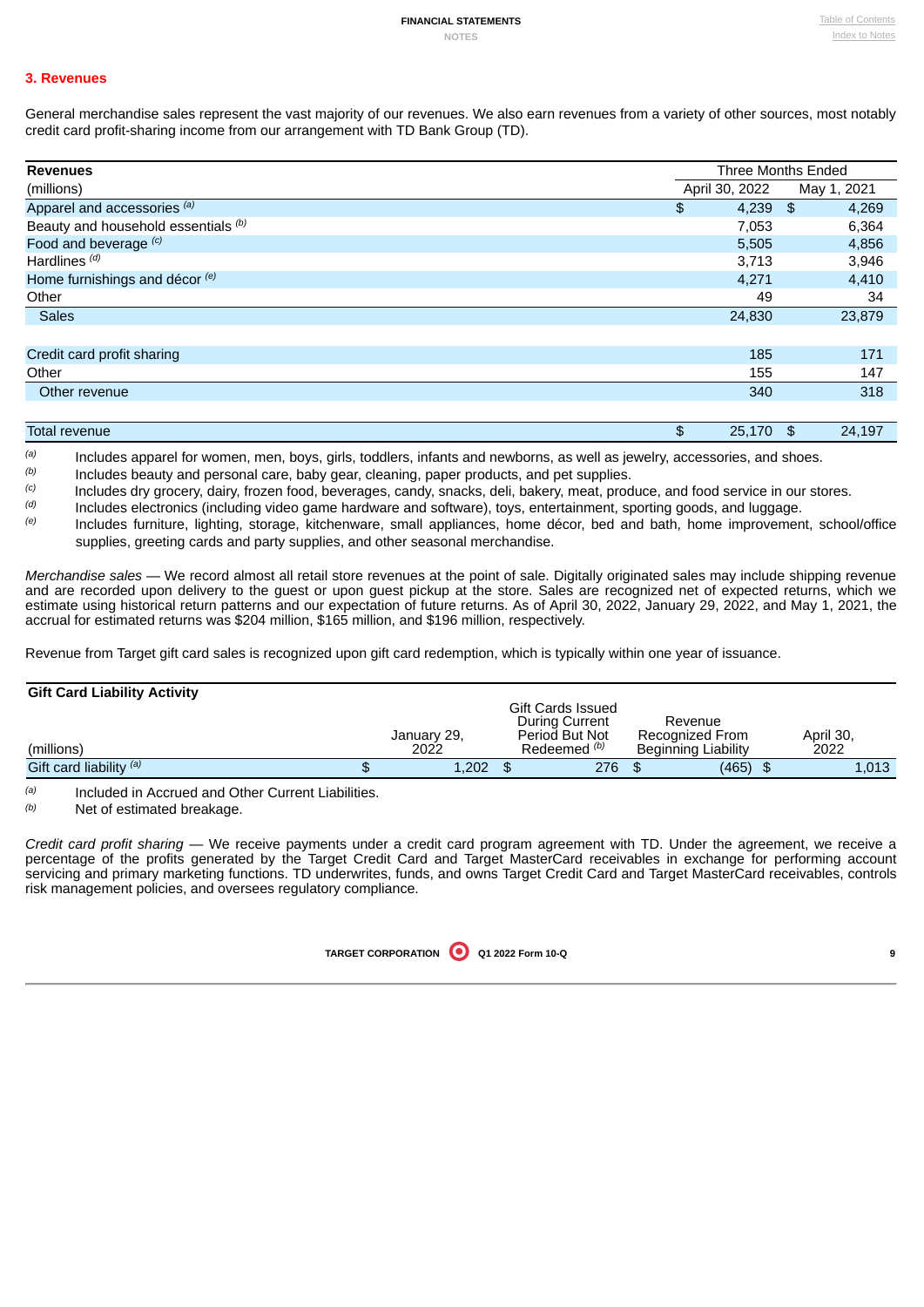## 3. Revenues

General merchandise sales represent the vast majority of our revenues. We also earn revenues from a variety of other sources, most notably credit card profit-sharing income from our arrangement with TD Bank Group (TD).

| Revenues | Three Months Ended | |
|---|---|---|
| (millions) | April 30, 2022 | May 1, 2021 |
| Apparel and accessories [(a)] | $ 4,239 | $ 4,269 |
| Beauty and household essentials [(b)] | 7,053 | 6,364 |
| Food and beverage [(c)] | 5,505 | 4,856 |
| Hardlines [(d)] | 3,713 | 3,946 |
| Home furnishings and décor [(e)] | 4,271 | 4,410 |
| Other | 49 | 34 |
| Sales | 24,830 | 23,879 |
| | | |
| Credit card profit sharing | 185 | 171 |
| Other | 155 | 147 |
| Other revenue | 340 | 318 |
| | | |
| Total revenue | $ 25,170 | $ 24,197 |

[(a)] Includes apparel for women, men, boys, girls, toddlers, infants and newborns, as well as jewelry, accessories, and shoes.
[(b)] Includes beauty and personal care, baby gear, cleaning, paper products, and pet supplies.
[(c)] Includes dry grocery, dairy, frozen food, beverages, candy, snacks, deli, bakery, meat, produce, and food service in our stores.
[(d)] Includes electronics (including video game hardware and software), toys, entertainment, sporting goods, and luggage.
[(e)] Includes furniture, lighting, storage, kitchenware, small appliances, home décor, bed and bath, home improvement, school/office supplies, greeting cards and party supplies, and other seasonal merchandise.

*Merchandise sales* — We record almost all retail store revenues at the point of sale. Digitally originated sales may include shipping revenue and are recorded upon delivery to the guest or upon guest pickup at the store. Sales are recognized net of expected returns, which we estimate using historical return patterns and our expectation of future returns. As of April 30, 2022, January 29, 2022, and May 1, 2021, the accrual for estimated returns was $204 million, $165 million, and $196 million, respectively.

Revenue from Target gift card sales is recognized upon gift card redemption, which is typically within one year of issuance.

| Gift Card Liability Activity (millions) | January 29, 2022 | Gift Cards Issued During Current Period But Not Redeemed [(b)] | Revenue Recognized From Beginning Liability | April 30, 2022 |
|---|---|---|---|---|
| Gift card liability [(a)] | $ 1,202 | $ 276 | $ (465) | $ 1,013 |

[(a)] Included in Accrued and Other Current Liabilities.
[(b)] Net of estimated breakage.

*Credit card profit sharing* — We receive payments under a credit card program agreement with TD. Under the agreement, we receive a percentage of the profits generated by the Target Credit Card and Target MasterCard receivables in exchange for performing account servicing and primary marketing functions. TD underwrites, funds, and owns Target Credit Card and Target MasterCard receivables, controls risk management policies, and oversees regulatory compliance.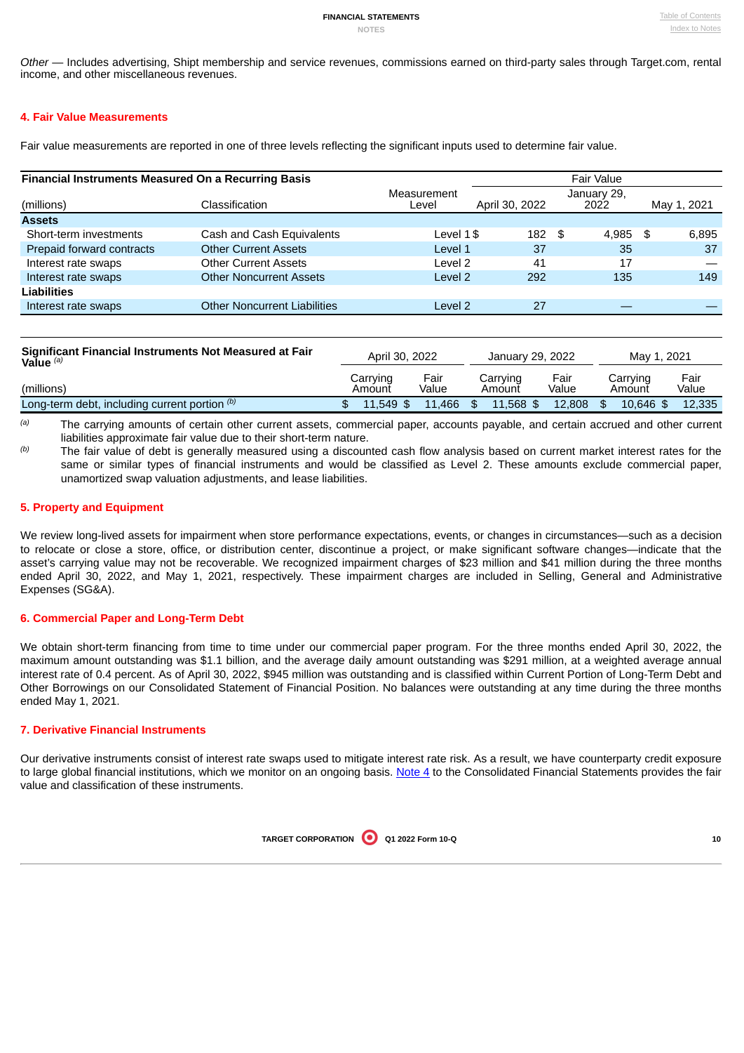*Other* — Includes advertising, Shipt membership and service revenues, commissions earned on third-party sales through Target.com, rental income, and other miscellaneous revenues.

## 4. Fair Value Measurements

Fair value measurements are reported in one of three levels reflecting the significant inputs used to determine fair value.

| **Financial Instruments Measured On a Recurring Basis** | | | Fair Value | | |
|---|---|---|---|---|---|
| (millions) | Classification | Measurement Level | April 30, 2022 | January 29, 2022 | May 1, 2021 |
| **Assets** | | | | | |
| Short-term investments | Cash and Cash Equivalents | Level 1 | $ 182 | $ 4,985 | $ 6,895 |
| Prepaid forward contracts | Other Current Assets | Level 1 | 37 | 35 | 37 |
| Interest rate swaps | Other Current Assets | Level 2 | 41 | 17 | — |
| Interest rate swaps | Other Noncurrent Assets | Level 2 | 292 | 135 | 149 |
| **Liabilities** | | | | | |
| Interest rate swaps | Other Noncurrent Liabilities | Level 2 | 27 | — | — |

| **Significant Financial Instruments Not Measured at Fair Value** [(a)] | April 30, 2022 | | January 29, 2022 | | May 1, 2021 | |
|---|---|---|---|---|---|---|
| (millions) | Carrying Amount | Fair Value | Carrying Amount | Fair Value | Carrying Amount | Fair Value |
| Long-term debt, including current portion [(b)] | $ 11,549 | $ 11,466 | $ 11,568 | $ 12,808 | $ 10,646 | $ 12,335 |

(a) The carrying amounts of certain other current assets, commercial paper, accounts payable, and certain accrued and other current liabilities approximate fair value due to their short-term nature.

(b) The fair value of debt is generally measured using a discounted cash flow analysis based on current market interest rates for the same or similar types of financial instruments and would be classified as Level 2. These amounts exclude commercial paper, unamortized swap valuation adjustments, and lease liabilities.

## 5. Property and Equipment

We review long-lived assets for impairment when store performance expectations, events, or changes in circumstances—such as a decision to relocate or close a store, office, or distribution center, discontinue a project, or make significant software changes—indicate that the asset's carrying value may not be recoverable. We recognized impairment charges of $23 million and $41 million during the three months ended April 30, 2022, and May 1, 2021, respectively. These impairment charges are included in Selling, General and Administrative Expenses (SG&A).

## 6. Commercial Paper and Long-Term Debt

We obtain short-term financing from time to time under our commercial paper program. For the three months ended April 30, 2022, the maximum amount outstanding was $1.1 billion, and the average daily amount outstanding was $291 million, at a weighted average annual interest rate of 0.4 percent. As of April 30, 2022, $945 million was outstanding and is classified within Current Portion of Long-Term Debt and Other Borrowings on our Consolidated Statement of Financial Position. No balances were outstanding at any time during the three months ended May 1, 2021.

## 7. Derivative Financial Instruments

Our derivative instruments consist of interest rate swaps used to mitigate interest rate risk. As a result, we have counterparty credit exposure to large global financial institutions, which we monitor on an ongoing basis. Note 4 to the Consolidated Financial Statements provides the fair value and classification of these instruments.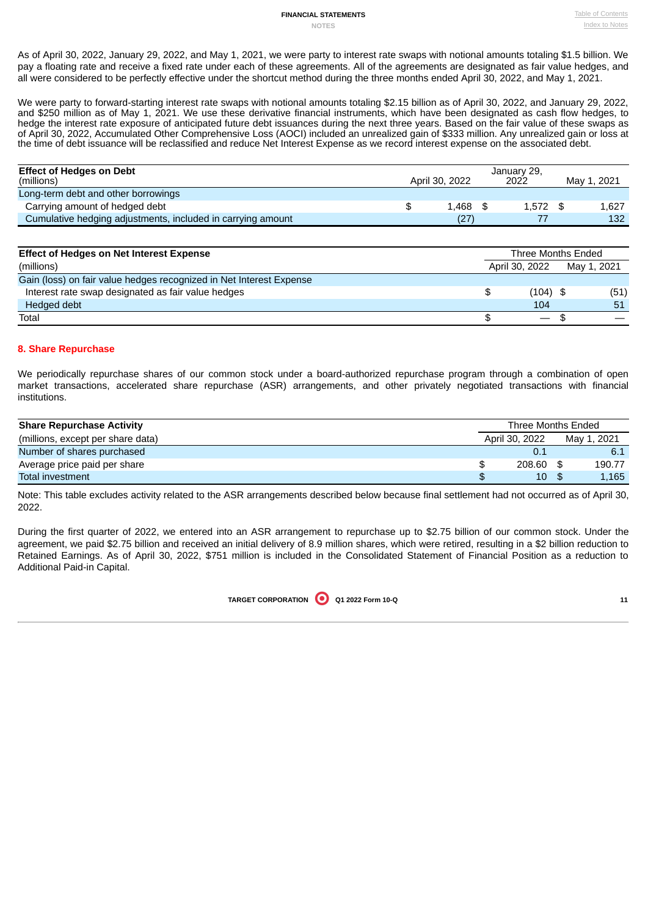As of April 30, 2022, January 29, 2022, and May 1, 2021, we were party to interest rate swaps with notional amounts totaling $1.5 billion. We pay a floating rate and receive a fixed rate under each of these agreements. All of the agreements are designated as fair value hedges, and all were considered to be perfectly effective under the shortcut method during the three months ended April 30, 2022, and May 1, 2021.

We were party to forward-starting interest rate swaps with notional amounts totaling $2.15 billion as of April 30, 2022, and January 29, 2022, and $250 million as of May 1, 2021. We use these derivative financial instruments, which have been designated as cash flow hedges, to hedge the interest rate exposure of anticipated future debt issuances during the next three years. Based on the fair value of these swaps as of April 30, 2022, Accumulated Other Comprehensive Loss (AOCI) included an unrealized gain of $333 million. Any unrealized gain or loss at the time of debt issuance will be reclassified and reduce Net Interest Expense as we record interest expense on the associated debt.

| **Effect of Hedges on Debt** (millions) | April 30, 2022 | January 29, 2022 | May 1, 2021 |
|---|---|---|---|
| Long-term debt and other borrowings | | | |
| Carrying amount of hedged debt | $ 1,468 | $ 1,572 | $ 1,627 |
| Cumulative hedging adjustments, included in carrying amount | (27) | 77 | 132 |

| **Effect of Hedges on Net Interest Expense** | Three Months Ended | |
|---|---|---|
| (millions) | April 30, 2022 | May 1, 2021 |
| Gain (loss) on fair value hedges recognized in Net Interest Expense | | |
| Interest rate swap designated as fair value hedges | $ (104) | $ (51) |
| Hedged debt | 104 | 51 |
| Total | $ — | $ — |

## 8. Share Repurchase

We periodically repurchase shares of our common stock under a board-authorized repurchase program through a combination of open market transactions, accelerated share repurchase (ASR) arrangements, and other privately negotiated transactions with financial institutions.

| **Share Repurchase Activity** | Three Months Ended | |
|---|---|---|
| (millions, except per share data) | April 30, 2022 | May 1, 2021 |
| Number of shares purchased | 0.1 | 6.1 |
| Average price paid per share | $ 208.60 | $ 190.77 |
| Total investment | $ 10 | $ 1,165 |

Note: This table excludes activity related to the ASR arrangements described below because final settlement had not occurred as of April 30, 2022.

During the first quarter of 2022, we entered into an ASR arrangement to repurchase up to $2.75 billion of our common stock. Under the agreement, we paid $2.75 billion and received an initial delivery of 8.9 million shares, which were retired, resulting in a $2 billion reduction to Retained Earnings. As of April 30, 2022, $751 million is included in the Consolidated Statement of Financial Position as a reduction to Additional Paid-in Capital.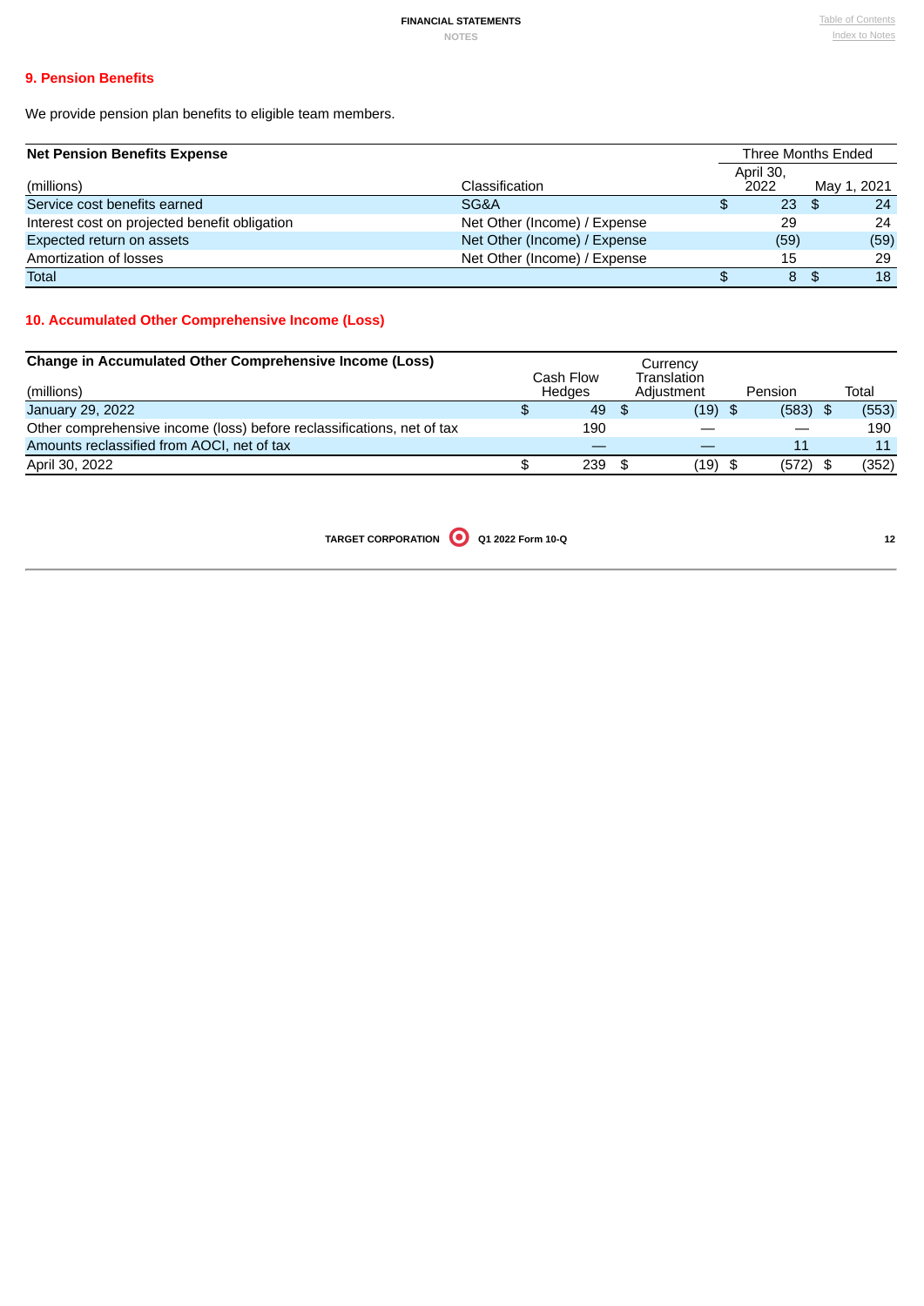## 9. Pension Benefits

We provide pension plan benefits to eligible team members.

| Net Pension Benefits Expense | | Three Months Ended | |
|---|---|---|---|
| (millions) | Classification | April 30, 2022 | May 1, 2021 |
| Service cost benefits earned | SG&A | $ 23 | $ 24 |
| Interest cost on projected benefit obligation | Net Other (Income) / Expense | 29 | 24 |
| Expected return on assets | Net Other (Income) / Expense | (59) | (59) |
| Amortization of losses | Net Other (Income) / Expense | 15 | 29 |
| Total | | $ 8 | $ 18 |

## 10. Accumulated Other Comprehensive Income (Loss)

| Change in Accumulated Other Comprehensive Income (Loss) (millions) | Cash Flow Hedges | Currency Translation Adjustment | Pension | Total |
|---|---|---|---|---|
| January 29, 2022 | $ 49 | $ (19) | $ (583) | $ (553) |
| Other comprehensive income (loss) before reclassifications, net of tax | 190 | — | — | 190 |
| Amounts reclassified from AOCI, net of tax | — | — | 11 | 11 |
| April 30, 2022 | $ 239 | $ (19) | $ (572) | $ (352) |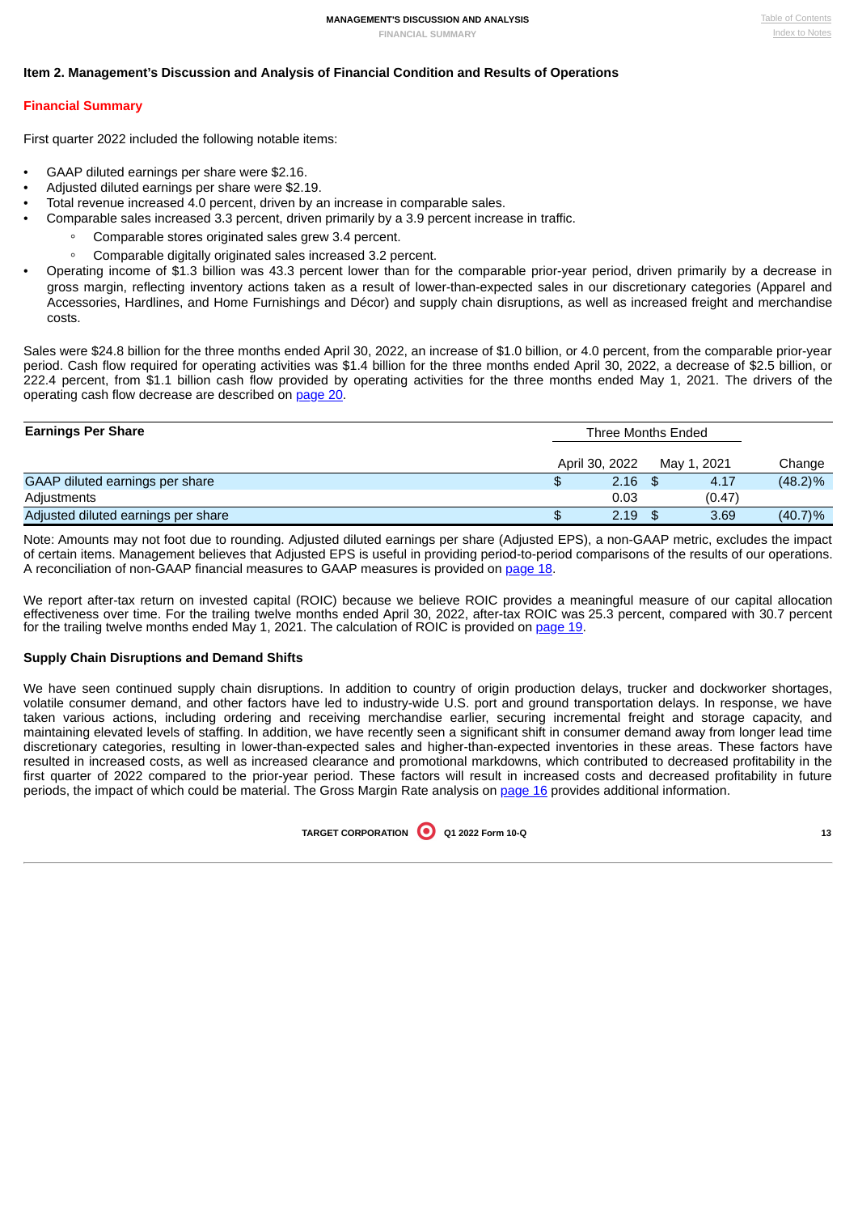## Item 2. Management's Discussion and Analysis of Financial Condition and Results of Operations

### Financial Summary

First quarter 2022 included the following notable items:

- GAAP diluted earnings per share were $2.16.
- Adjusted diluted earnings per share were $2.19.
- Total revenue increased 4.0 percent, driven by an increase in comparable sales.
- Comparable sales increased 3.3 percent, driven primarily by a 3.9 percent increase in traffic.
  - Comparable stores originated sales grew 3.4 percent.
  - Comparable digitally originated sales increased 3.2 percent.
- Operating income of $1.3 billion was 43.3 percent lower than for the comparable prior-year period, driven primarily by a decrease in gross margin, reflecting inventory actions taken as a result of lower-than-expected sales in our discretionary categories (Apparel and Accessories, Hardlines, and Home Furnishings and Décor) and supply chain disruptions, as well as increased freight and merchandise costs.

Sales were $24.8 billion for the three months ended April 30, 2022, an increase of $1.0 billion, or 4.0 percent, from the comparable prior-year period. Cash flow required for operating activities was $1.4 billion for the three months ended April 30, 2022, a decrease of $2.5 billion, or 222.4 percent, from $1.1 billion cash flow provided by operating activities for the three months ended May 1, 2021. The drivers of the operating cash flow decrease are described on page 20.

| Earnings Per Share | Three Months Ended | | |
|---|---|---|---|
| | April 30, 2022 | May 1, 2021 | Change |
| GAAP diluted earnings per share | $ 2.16 | $ 4.17 | (48.2)% |
| Adjustments | 0.03 | (0.47) | |
| Adjusted diluted earnings per share | $ 2.19 | $ 3.69 | (40.7)% |

Note: Amounts may not foot due to rounding. Adjusted diluted earnings per share (Adjusted EPS), a non-GAAP metric, excludes the impact of certain items. Management believes that Adjusted EPS is useful in providing period-to-period comparisons of the results of our operations. A reconciliation of non-GAAP financial measures to GAAP measures is provided on page 18.

We report after-tax return on invested capital (ROIC) because we believe ROIC provides a meaningful measure of our capital allocation effectiveness over time. For the trailing twelve months ended April 30, 2022, after-tax ROIC was 25.3 percent, compared with 30.7 percent for the trailing twelve months ended May 1, 2021. The calculation of ROIC is provided on page 19.

#### Supply Chain Disruptions and Demand Shifts

We have seen continued supply chain disruptions. In addition to country of origin production delays, trucker and dockworker shortages, volatile consumer demand, and other factors have led to industry-wide U.S. port and ground transportation delays. In response, we have taken various actions, including ordering and receiving merchandise earlier, securing incremental freight and storage capacity, and maintaining elevated levels of staffing. In addition, we have recently seen a significant shift in consumer demand away from longer lead time discretionary categories, resulting in lower-than-expected sales and higher-than-expected inventories in these areas. These factors have resulted in increased costs, as well as increased clearance and promotional markdowns, which contributed to decreased profitability in the first quarter of 2022 compared to the prior-year period. These factors will result in increased costs and decreased profitability in future periods, the impact of which could be material. The Gross Margin Rate analysis on page 16 provides additional information.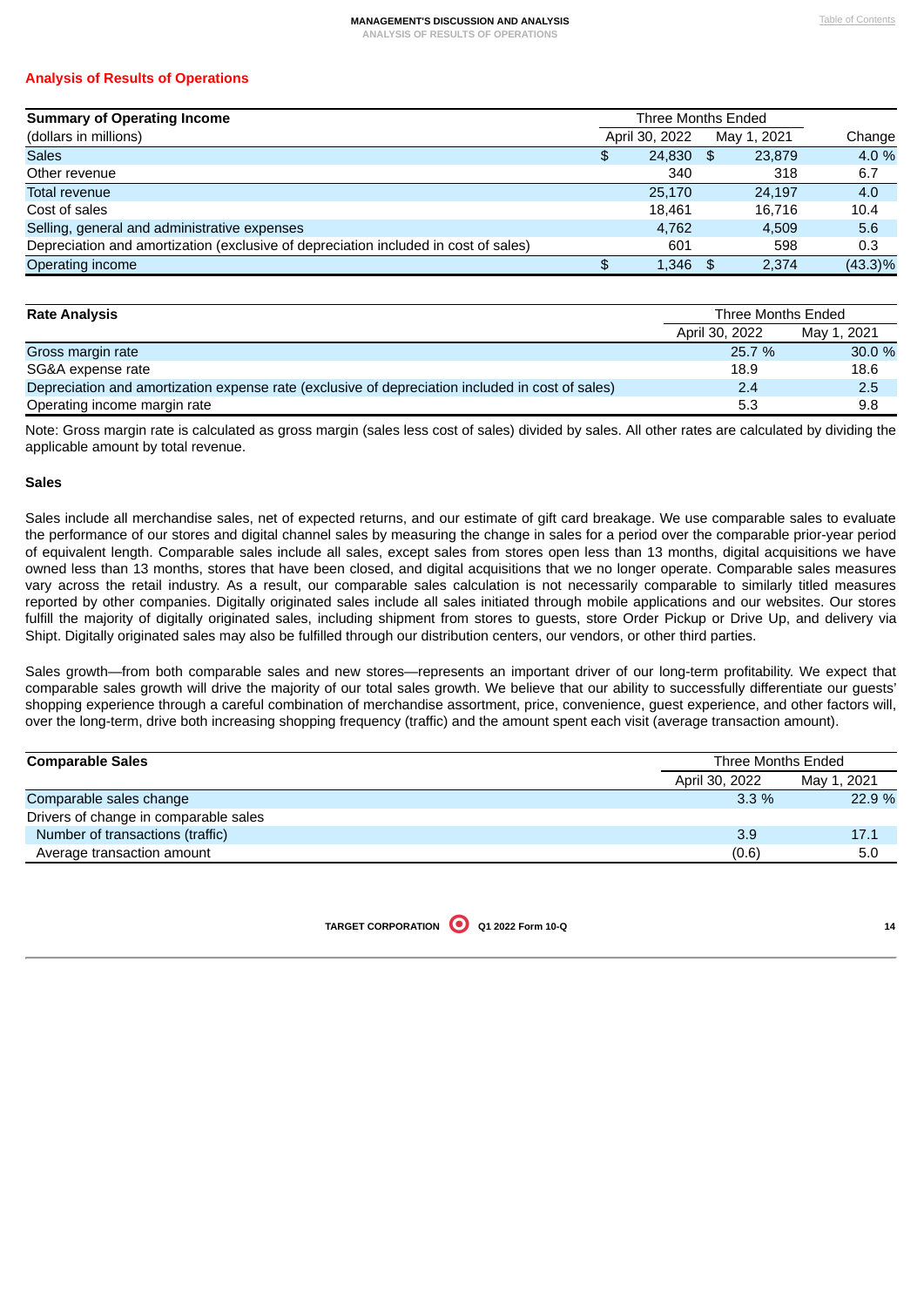## Analysis of Results of Operations

| Summary of Operating Income | Three Months Ended | | |
|---|---|---|---|
| (dollars in millions) | April 30, 2022 | May 1, 2021 | Change |
| Sales | $ 24,830 | $ 23,879 | 4.0 % |
| Other revenue | 340 | 318 | 6.7 |
| Total revenue | 25,170 | 24,197 | 4.0 |
| Cost of sales | 18,461 | 16,716 | 10.4 |
| Selling, general and administrative expenses | 4,762 | 4,509 | 5.6 |
| Depreciation and amortization (exclusive of depreciation included in cost of sales) | 601 | 598 | 0.3 |
| Operating income | $ 1,346 | $ 2,374 | (43.3)% |

| Rate Analysis | Three Months Ended | |
|---|---|---|
| | April 30, 2022 | May 1, 2021 |
| Gross margin rate | 25.7 % | 30.0 % |
| SG&A expense rate | 18.9 | 18.6 |
| Depreciation and amortization expense rate (exclusive of depreciation included in cost of sales) | 2.4 | 2.5 |
| Operating income margin rate | 5.3 | 9.8 |

Note: Gross margin rate is calculated as gross margin (sales less cost of sales) divided by sales. All other rates are calculated by dividing the applicable amount by total revenue.

### Sales

Sales include all merchandise sales, net of expected returns, and our estimate of gift card breakage. We use comparable sales to evaluate the performance of our stores and digital channel sales by measuring the change in sales for a period over the comparable prior-year period of equivalent length. Comparable sales include all sales, except sales from stores open less than 13 months, digital acquisitions we have owned less than 13 months, stores that have been closed, and digital acquisitions that we no longer operate. Comparable sales measures vary across the retail industry. As a result, our comparable sales calculation is not necessarily comparable to similarly titled measures reported by other companies. Digitally originated sales include all sales initiated through mobile applications and our websites. Our stores fulfill the majority of digitally originated sales, including shipment from stores to guests, store Order Pickup or Drive Up, and delivery via Shipt. Digitally originated sales may also be fulfilled through our distribution centers, our vendors, or other third parties.

Sales growth—from both comparable sales and new stores—represents an important driver of our long-term profitability. We expect that comparable sales growth will drive the majority of our total sales growth. We believe that our ability to successfully differentiate our guests' shopping experience through a careful combination of merchandise assortment, price, convenience, guest experience, and other factors will, over the long-term, drive both increasing shopping frequency (traffic) and the amount spent each visit (average transaction amount).

| Comparable Sales | Three Months Ended | |
|---|---|---|
| | April 30, 2022 | May 1, 2021 |
| Comparable sales change | 3.3 % | 22.9 % |
| Drivers of change in comparable sales | | |
| Number of transactions (traffic) | 3.9 | 17.1 |
| Average transaction amount | (0.6) | 5.0 |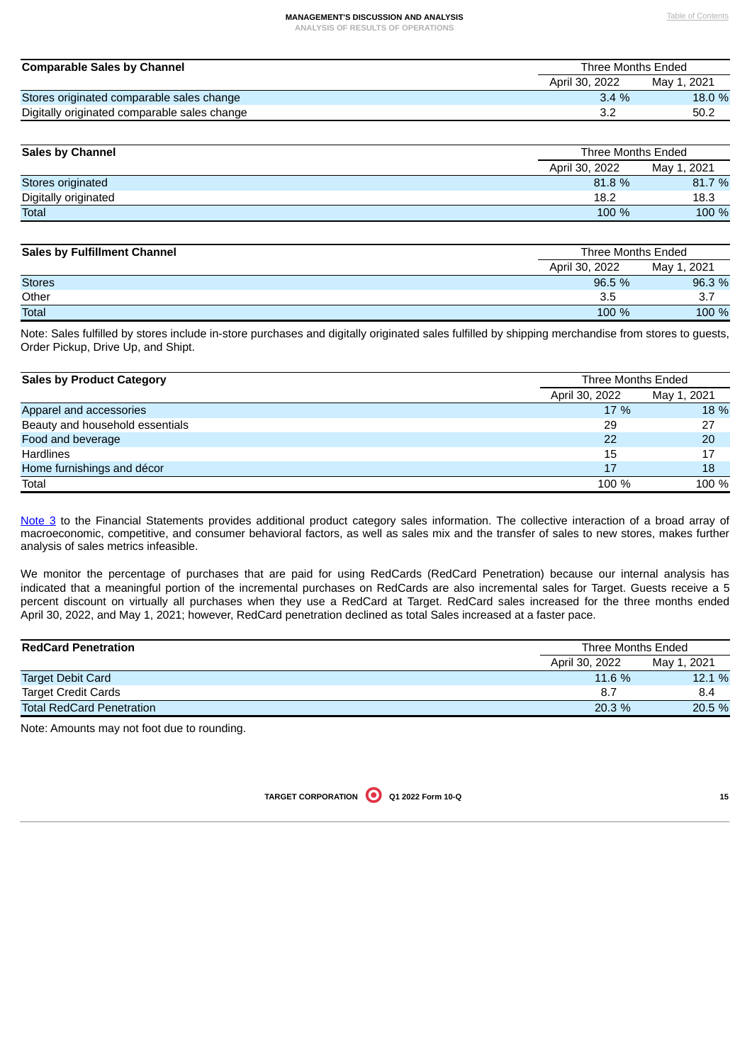| Comparable Sales by Channel | Three Months Ended | |
|---|---|---|
| | April 30, 2022 | May 1, 2021 |
| Stores originated comparable sales change | 3.4 % | 18.0 % |
| Digitally originated comparable sales change | 3.2 | 50.2 |

| Sales by Channel | Three Months Ended | |
|---|---|---|
| | April 30, 2022 | May 1, 2021 |
| Stores originated | 81.8 % | 81.7 % |
| Digitally originated | 18.2 | 18.3 |
| Total | 100 % | 100 % |

| Sales by Fulfillment Channel | Three Months Ended | |
|---|---|---|
| | April 30, 2022 | May 1, 2021 |
| Stores | 96.5 % | 96.3 % |
| Other | 3.5 | 3.7 |
| Total | 100 % | 100 % |

Note: Sales fulfilled by stores include in-store purchases and digitally originated sales fulfilled by shipping merchandise from stores to guests, Order Pickup, Drive Up, and Shipt.

| Sales by Product Category | Three Months Ended | |
|---|---|---|
| | April 30, 2022 | May 1, 2021 |
| Apparel and accessories | 17 % | 18 % |
| Beauty and household essentials | 29 | 27 |
| Food and beverage | 22 | 20 |
| Hardlines | 15 | 17 |
| Home furnishings and décor | 17 | 18 |
| Total | 100 % | 100 % |

Note 3 to the Financial Statements provides additional product category sales information. The collective interaction of a broad array of macroeconomic, competitive, and consumer behavioral factors, as well as sales mix and the transfer of sales to new stores, makes further analysis of sales metrics infeasible.

We monitor the percentage of purchases that are paid for using RedCards (RedCard Penetration) because our internal analysis has indicated that a meaningful portion of the incremental purchases on RedCards are also incremental sales for Target. Guests receive a 5 percent discount on virtually all purchases when they use a RedCard at Target. RedCard sales increased for the three months ended April 30, 2022, and May 1, 2021; however, RedCard penetration declined as total Sales increased at a faster pace.

| RedCard Penetration | Three Months Ended | |
|---|---|---|
| | April 30, 2022 | May 1, 2021 |
| Target Debit Card | 11.6 % | 12.1 % |
| Target Credit Cards | 8.7 | 8.4 |
| Total RedCard Penetration | 20.3 % | 20.5 % |

Note: Amounts may not foot due to rounding.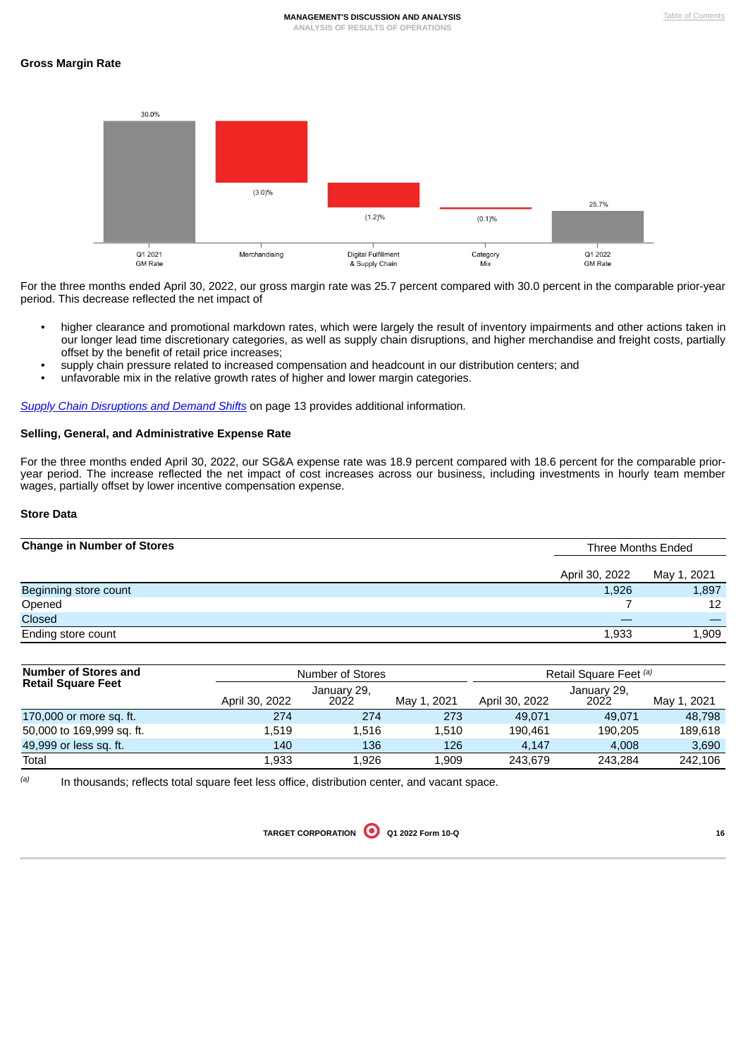## Gross Margin Rate

| Q1 2021 GM Rate | Merchandising | Digital Fulfillment & Supply Chain | Category Mix | Q1 2022 GM Rate |
|---|---|---|---|---|
| 30.0% | (3.0)% | (1.2)% | (0.1)% | 25.7% |

For the three months ended April 30, 2022, our gross margin rate was 25.7 percent compared with 30.0 percent in the comparable prior-year period. This decrease reflected the net impact of

- higher clearance and promotional markdown rates, which were largely the result of inventory impairments and other actions taken in our longer lead time discretionary categories, as well as supply chain disruptions, and higher merchandise and freight costs, partially offset by the benefit of retail price increases;
- supply chain pressure related to increased compensation and headcount in our distribution centers; and
- unfavorable mix in the relative growth rates of higher and lower margin categories.

*Supply Chain Disruptions and Demand Shifts* on page 13 provides additional information.

## Selling, General, and Administrative Expense Rate

For the three months ended April 30, 2022, our SG&A expense rate was 18.9 percent compared with 18.6 percent for the comparable prior-year period. The increase reflected the net impact of cost increases across our business, including investments in hourly team member wages, partially offset by lower incentive compensation expense.

## Store Data

| **Change in Number of Stores** | Three Months Ended | |
|---|---|---|
| | April 30, 2022 | May 1, 2021 |
| Beginning store count | 1,926 | 1,897 |
| Opened | 7 | 12 |
| Closed | — | — |
| Ending store count | 1,933 | 1,909 |

| **Number of Stores and Retail Square Feet** | Number of Stores | | | Retail Square Feet [(a)] | | |
|---|---|---|---|---|---|---|
| | April 30, 2022 | January 29, 2022 | May 1, 2021 | April 30, 2022 | January 29, 2022 | May 1, 2021 |
| 170,000 or more sq. ft. | 274 | 274 | 273 | 49,071 | 49,071 | 48,798 |
| 50,000 to 169,999 sq. ft. | 1,519 | 1,516 | 1,510 | 190,461 | 190,205 | 189,618 |
| 49,999 or less sq. ft. | 140 | 136 | 126 | 4,147 | 4,008 | 3,690 |
| Total | 1,933 | 1,926 | 1,909 | 243,679 | 243,284 | 242,106 |

[(a)] In thousands; reflects total square feet less office, distribution center, and vacant space.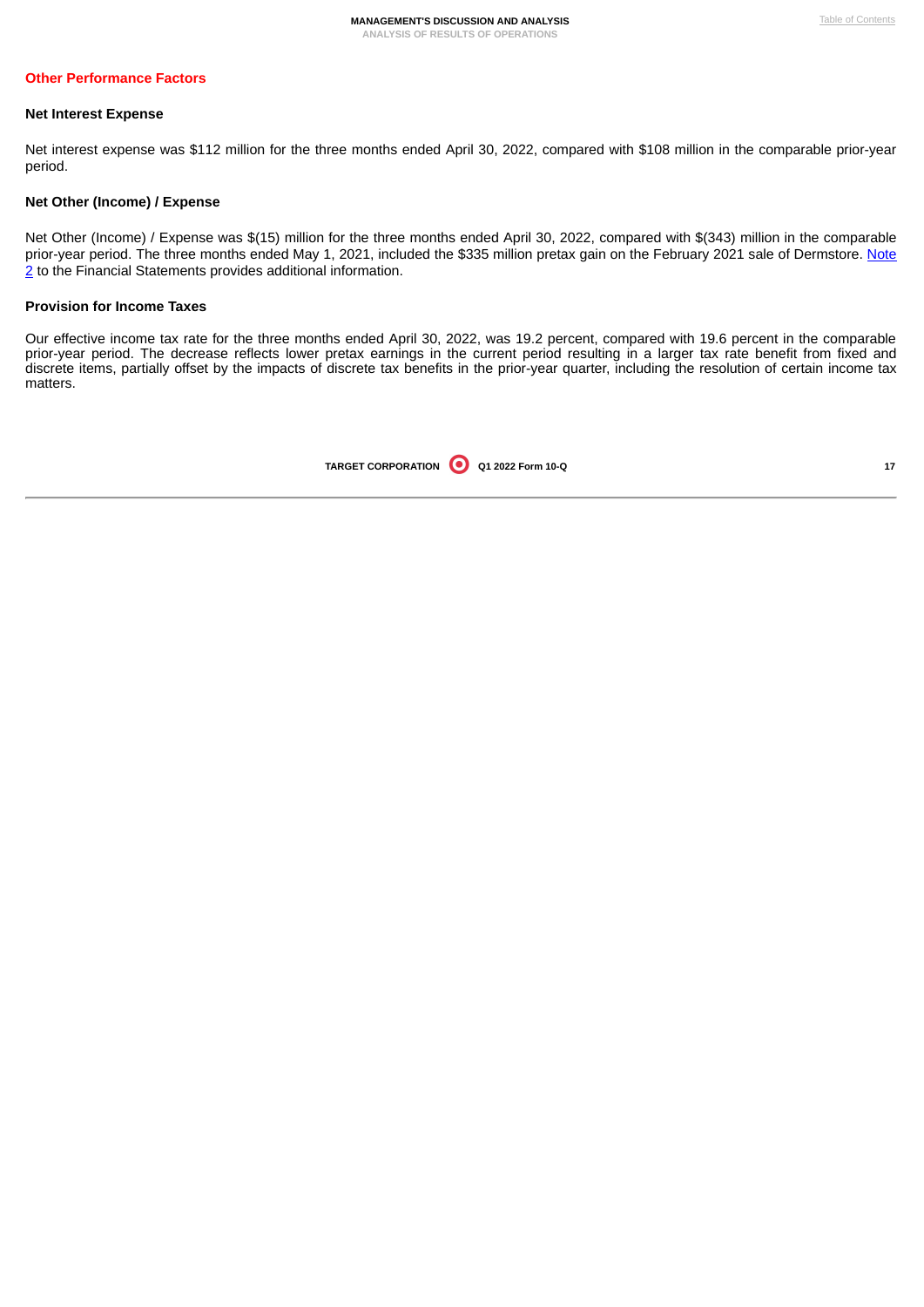## Other Performance Factors

### Net Interest Expense

Net interest expense was $112 million for the three months ended April 30, 2022, compared with $108 million in the comparable prior-year period.

### Net Other (Income) / Expense

Net Other (Income) / Expense was $(15) million for the three months ended April 30, 2022, compared with $(343) million in the comparable prior-year period. The three months ended May 1, 2021, included the $335 million pretax gain on the February 2021 sale of Dermstore. Note 2 to the Financial Statements provides additional information.

### Provision for Income Taxes

Our effective income tax rate for the three months ended April 30, 2022, was 19.2 percent, compared with 19.6 percent in the comparable prior-year period. The decrease reflects lower pretax earnings in the current period resulting in a larger tax rate benefit from fixed and discrete items, partially offset by the impacts of discrete tax benefits in the prior-year quarter, including the resolution of certain income tax matters.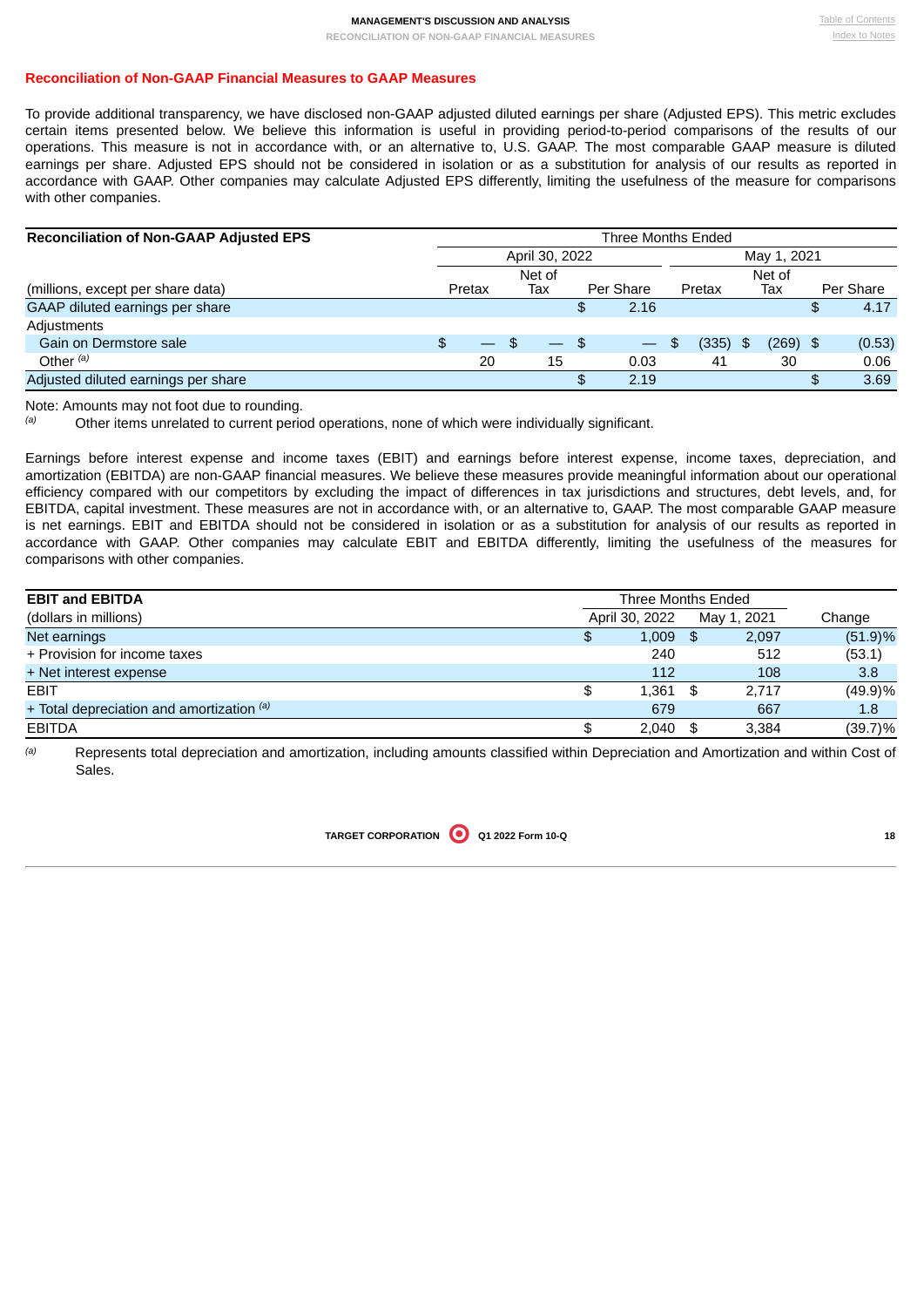## Reconciliation of Non-GAAP Financial Measures to GAAP Measures

To provide additional transparency, we have disclosed non-GAAP adjusted diluted earnings per share (Adjusted EPS). This metric excludes certain items presented below. We believe this information is useful in providing period-to-period comparisons of the results of our operations. This measure is not in accordance with, or an alternative to, U.S. GAAP. The most comparable GAAP measure is diluted earnings per share. Adjusted EPS should not be considered in isolation or as a substitution for analysis of our results as reported in accordance with GAAP. Other companies may calculate Adjusted EPS differently, limiting the usefulness of the measure for comparisons with other companies.

| Reconciliation of Non-GAAP Adjusted EPS | Three Months Ended | | | | | |
|---|---|---|---|---|---|---|
| | April 30, 2022 | | | May 1, 2021 | | |
| (millions, except per share data) | Pretax | Net of Tax | Per Share | Pretax | Net of Tax | Per Share |
| GAAP diluted earnings per share | | | $ 2.16 | | | $ 4.17 |
| Adjustments | | | | | | |
| Gain on Dermstore sale | $ — | $ — | $ — | $ (335) | $ (269) | $ (0.53) |
| Other [(a)] | 20 | 15 | 0.03 | 41 | 30 | 0.06 |
| Adjusted diluted earnings per share | | | $ 2.19 | | | $ 3.69 |

Note: Amounts may not foot due to rounding.

[(a)] Other items unrelated to current period operations, none of which were individually significant.

Earnings before interest expense and income taxes (EBIT) and earnings before interest expense, income taxes, depreciation, and amortization (EBITDA) are non-GAAP financial measures. We believe these measures provide meaningful information about our operational efficiency compared with our competitors by excluding the impact of differences in tax jurisdictions and structures, debt levels, and, for EBITDA, capital investment. These measures are not in accordance with, or an alternative to, GAAP. The most comparable GAAP measure is net earnings. EBIT and EBITDA should not be considered in isolation or as a substitution for analysis of our results as reported in accordance with GAAP. Other companies may calculate EBIT and EBITDA differently, limiting the usefulness of the measures for comparisons with other companies.

| EBIT and EBITDA | Three Months Ended | | |
|---|---|---|---|
| (dollars in millions) | April 30, 2022 | May 1, 2021 | Change |
| Net earnings | $ 1,009 | $ 2,097 | (51.9)% |
| + Provision for income taxes | 240 | 512 | (53.1) |
| + Net interest expense | 112 | 108 | 3.8 |
| EBIT | $ 1,361 | $ 2,717 | (49.9)% |
| + Total depreciation and amortization [(a)] | 679 | 667 | 1.8 |
| EBITDA | $ 2,040 | $ 3,384 | (39.7)% |

[(a)] Represents total depreciation and amortization, including amounts classified within Depreciation and Amortization and within Cost of Sales.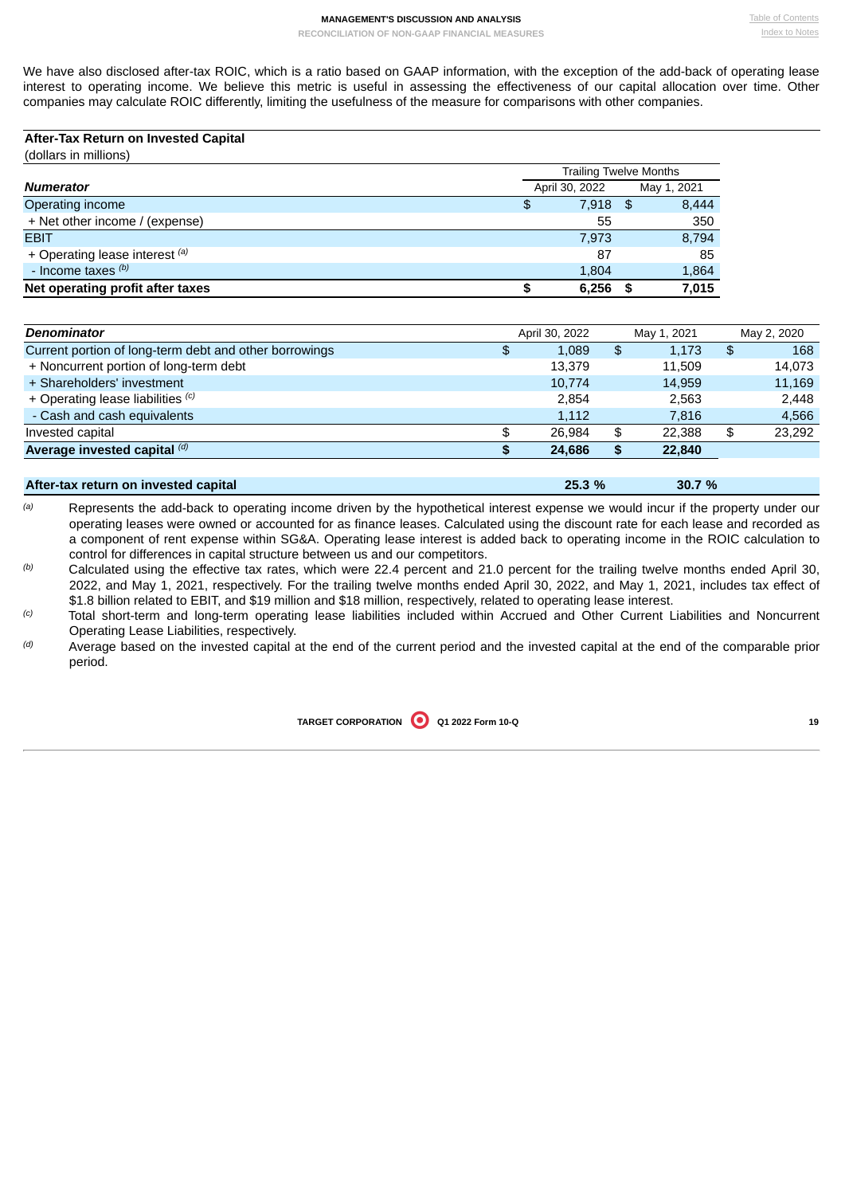We have also disclosed after-tax ROIC, which is a ratio based on GAAP information, with the exception of the add-back of operating lease interest to operating income. We believe this metric is useful in assessing the effectiveness of our capital allocation over time. Other companies may calculate ROIC differently, limiting the usefulness of the measure for comparisons with other companies.

**After-Tax Return on Invested Capital**

(dollars in millions)

| | Trailing Twelve Months | |
|---|---|---|
| ***Numerator*** | April 30, 2022 | May 1, 2021 |
| Operating income | $ 7,918 | $ 8,444 |
| + Net other income / (expense) | 55 | 350 |
| EBIT | 7,973 | 8,794 |
| + Operating lease interest [(a)] | 87 | 85 |
| - Income taxes [(b)] | 1,804 | 1,864 |
| **Net operating profit after taxes** | **$ 6,256** | **$ 7,015** |

| ***Denominator*** | April 30, 2022 | May 1, 2021 | May 2, 2020 |
|---|---|---|---|
| Current portion of long-term debt and other borrowings | $ 1,089 | $ 1,173 | $ 168 |
| + Noncurrent portion of long-term debt | 13,379 | 11,509 | 14,073 |
| + Shareholders' investment | 10,774 | 14,959 | 11,169 |
| + Operating lease liabilities [(c)] | 2,854 | 2,563 | 2,448 |
| - Cash and cash equivalents | 1,112 | 7,816 | 4,566 |
| Invested capital | $ 26,984 | $ 22,388 | $ 23,292 |
| **Average invested capital** [(d)] | **$ 24,686** | **$ 22,840** | |
| | | | |
| **After-tax return on invested capital** | **25.3 %** | **30.7 %** | |

(a) Represents the add-back to operating income driven by the hypothetical interest expense we would incur if the property under our operating leases were owned or accounted for as finance leases. Calculated using the discount rate for each lease and recorded as a component of rent expense within SG&A. Operating lease interest is added back to operating income in the ROIC calculation to control for differences in capital structure between us and our competitors.

(b) Calculated using the effective tax rates, which were 22.4 percent and 21.0 percent for the trailing twelve months ended April 30, 2022, and May 1, 2021, respectively. For the trailing twelve months ended April 30, 2022, and May 1, 2021, includes tax effect of $1.8 billion related to EBIT, and $19 million and $18 million, respectively, related to operating lease interest.

(c) Total short-term and long-term operating lease liabilities included within Accrued and Other Current Liabilities and Noncurrent Operating Lease Liabilities, respectively.

(d) Average based on the invested capital at the end of the current period and the invested capital at the end of the comparable prior period.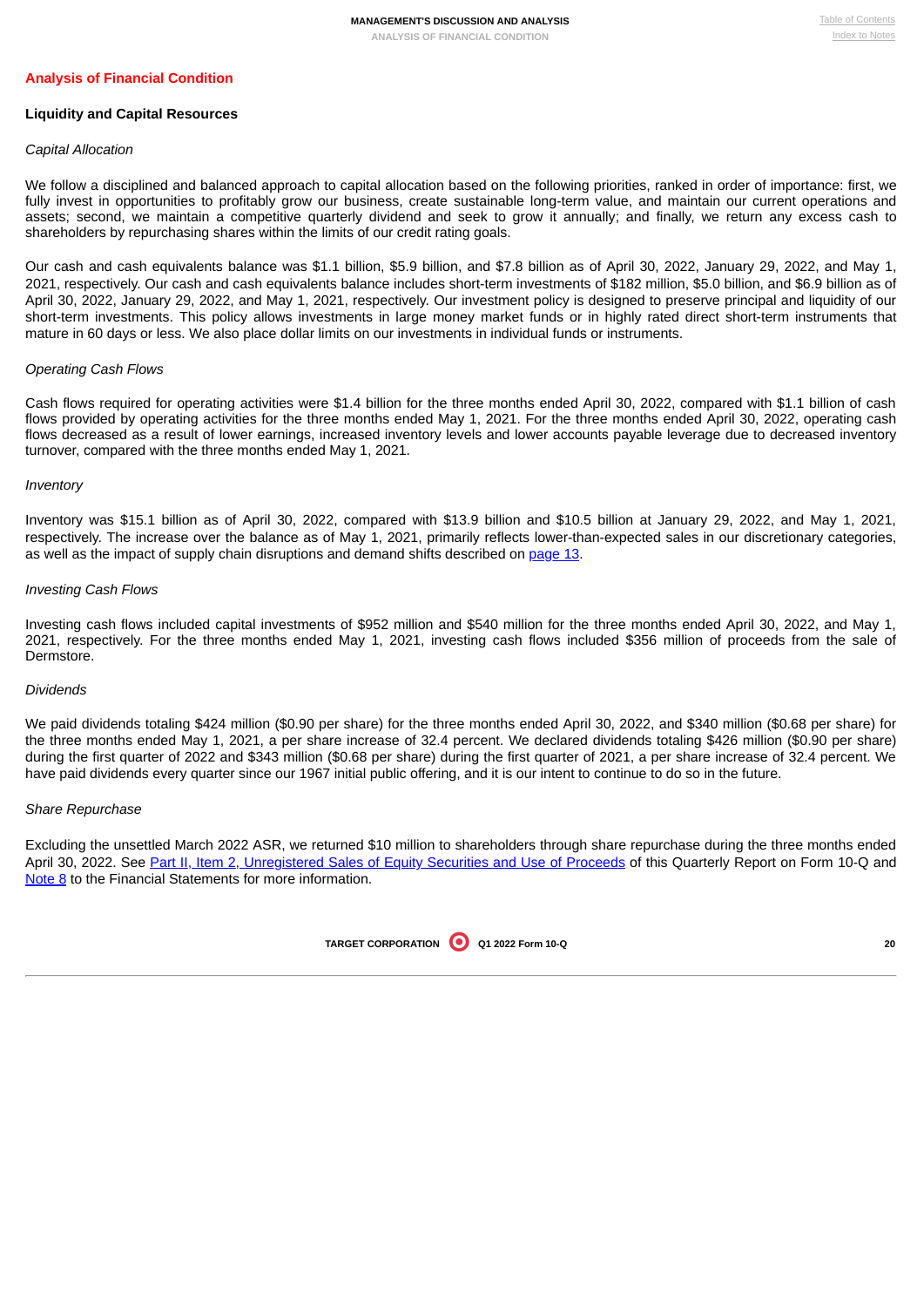## Analysis of Financial Condition

### Liquidity and Capital Resources

*Capital Allocation*

We follow a disciplined and balanced approach to capital allocation based on the following priorities, ranked in order of importance: first, we fully invest in opportunities to profitably grow our business, create sustainable long-term value, and maintain our current operations and assets; second, we maintain a competitive quarterly dividend and seek to grow it annually; and finally, we return any excess cash to shareholders by repurchasing shares within the limits of our credit rating goals.

Our cash and cash equivalents balance was $1.1 billion, $5.9 billion, and $7.8 billion as of April 30, 2022, January 29, 2022, and May 1, 2021, respectively. Our cash and cash equivalents balance includes short-term investments of $182 million, $5.0 billion, and $6.9 billion as of April 30, 2022, January 29, 2022, and May 1, 2021, respectively. Our investment policy is designed to preserve principal and liquidity of our short-term investments. This policy allows investments in large money market funds or in highly rated direct short-term instruments that mature in 60 days or less. We also place dollar limits on our investments in individual funds or instruments.

*Operating Cash Flows*

Cash flows required for operating activities were $1.4 billion for the three months ended April 30, 2022, compared with $1.1 billion of cash flows provided by operating activities for the three months ended May 1, 2021. For the three months ended April 30, 2022, operating cash flows decreased as a result of lower earnings, increased inventory levels and lower accounts payable leverage due to decreased inventory turnover, compared with the three months ended May 1, 2021.

*Inventory*

Inventory was $15.1 billion as of April 30, 2022, compared with $13.9 billion and $10.5 billion at January 29, 2022, and May 1, 2021, respectively. The increase over the balance as of May 1, 2021, primarily reflects lower-than-expected sales in our discretionary categories, as well as the impact of supply chain disruptions and demand shifts described on page 13.

*Investing Cash Flows*

Investing cash flows included capital investments of $952 million and $540 million for the three months ended April 30, 2022, and May 1, 2021, respectively. For the three months ended May 1, 2021, investing cash flows included $356 million of proceeds from the sale of Dermstore.

*Dividends*

We paid dividends totaling $424 million ($0.90 per share) for the three months ended April 30, 2022, and $340 million ($0.68 per share) for the three months ended May 1, 2021, a per share increase of 32.4 percent. We declared dividends totaling $426 million ($0.90 per share) during the first quarter of 2022 and $343 million ($0.68 per share) during the first quarter of 2021, a per share increase of 32.4 percent. We have paid dividends every quarter since our 1967 initial public offering, and it is our intent to continue to do so in the future.

*Share Repurchase*

Excluding the unsettled March 2022 ASR, we returned $10 million to shareholders through share repurchase during the three months ended April 30, 2022. See Part II, Item 2, Unregistered Sales of Equity Securities and Use of Proceeds of this Quarterly Report on Form 10-Q and Note 8 to the Financial Statements for more information.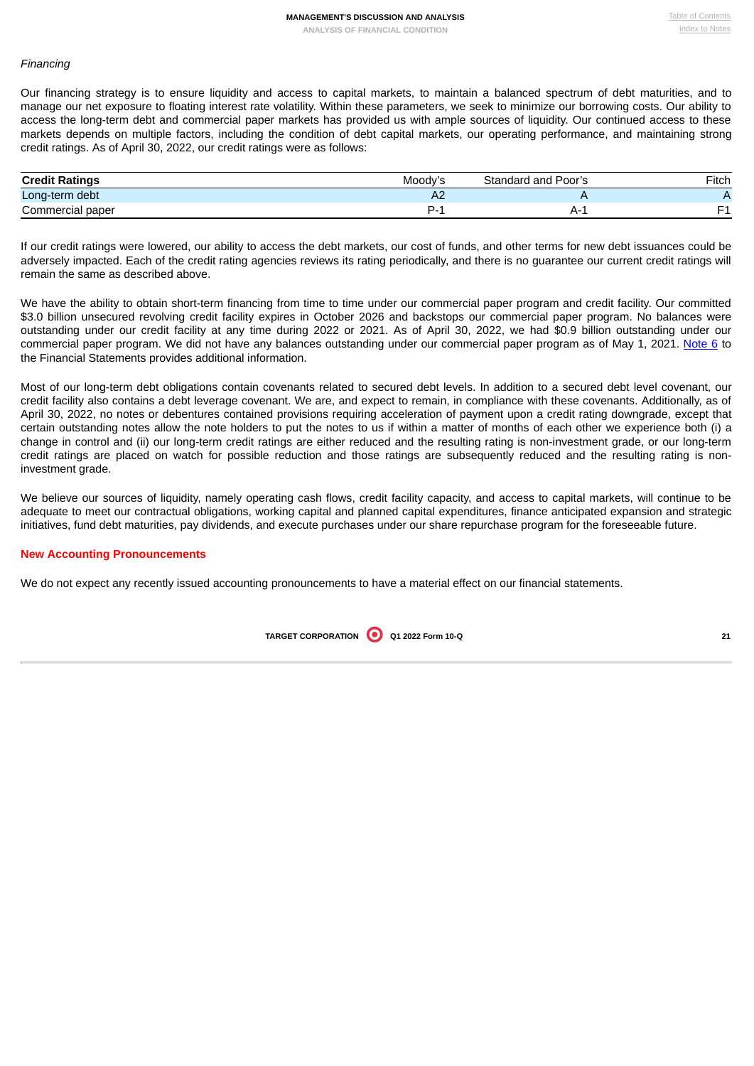*Financing*

Our financing strategy is to ensure liquidity and access to capital markets, to maintain a balanced spectrum of debt maturities, and to manage our net exposure to floating interest rate volatility. Within these parameters, we seek to minimize our borrowing costs. Our ability to access the long-term debt and commercial paper markets has provided us with ample sources of liquidity. Our continued access to these markets depends on multiple factors, including the condition of debt capital markets, our operating performance, and maintaining strong credit ratings. As of April 30, 2022, our credit ratings were as follows:

| Credit Ratings | Moody's | Standard and Poor's | Fitch |
|---|---|---|---|
| Long-term debt | A2 | A | A |
| Commercial paper | P-1 | A-1 | F1 |

If our credit ratings were lowered, our ability to access the debt markets, our cost of funds, and other terms for new debt issuances could be adversely impacted. Each of the credit rating agencies reviews its rating periodically, and there is no guarantee our current credit ratings will remain the same as described above.

We have the ability to obtain short-term financing from time to time under our commercial paper program and credit facility. Our committed $3.0 billion unsecured revolving credit facility expires in October 2026 and backstops our commercial paper program. No balances were outstanding under our credit facility at any time during 2022 or 2021. As of April 30, 2022, we had $0.9 billion outstanding under our commercial paper program. We did not have any balances outstanding under our commercial paper program as of May 1, 2021. Note 6 to the Financial Statements provides additional information.

Most of our long-term debt obligations contain covenants related to secured debt levels. In addition to a secured debt level covenant, our credit facility also contains a debt leverage covenant. We are, and expect to remain, in compliance with these covenants. Additionally, as of April 30, 2022, no notes or debentures contained provisions requiring acceleration of payment upon a credit rating downgrade, except that certain outstanding notes allow the note holders to put the notes to us if within a matter of months of each other we experience both (i) a change in control and (ii) our long-term credit ratings are either reduced and the resulting rating is non-investment grade, or our long-term credit ratings are placed on watch for possible reduction and those ratings are subsequently reduced and the resulting rating is non-investment grade.

We believe our sources of liquidity, namely operating cash flows, credit facility capacity, and access to capital markets, will continue to be adequate to meet our contractual obligations, working capital and planned capital expenditures, finance anticipated expansion and strategic initiatives, fund debt maturities, pay dividends, and execute purchases under our share repurchase program for the foreseeable future.

## New Accounting Pronouncements

We do not expect any recently issued accounting pronouncements to have a material effect on our financial statements.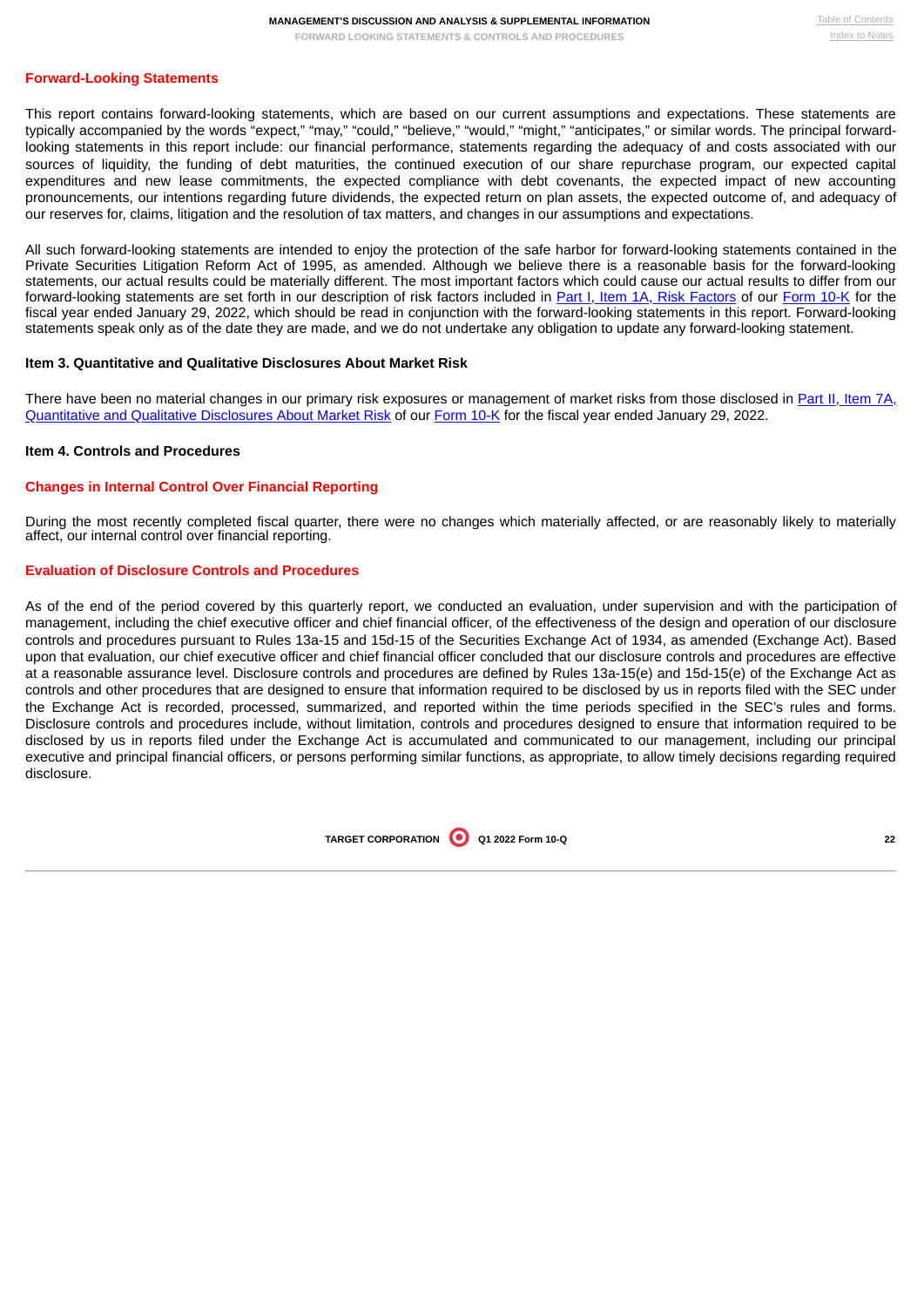## Forward-Looking Statements

This report contains forward-looking statements, which are based on our current assumptions and expectations. These statements are typically accompanied by the words "expect," "may," "could," "believe," "would," "might," "anticipates," or similar words. The principal forward-looking statements in this report include: our financial performance, statements regarding the adequacy of and costs associated with our sources of liquidity, the funding of debt maturities, the continued execution of our share repurchase program, our expected capital expenditures and new lease commitments, the expected compliance with debt covenants, the expected impact of new accounting pronouncements, our intentions regarding future dividends, the expected return on plan assets, the expected outcome of, and adequacy of our reserves for, claims, litigation and the resolution of tax matters, and changes in our assumptions and expectations.

All such forward-looking statements are intended to enjoy the protection of the safe harbor for forward-looking statements contained in the Private Securities Litigation Reform Act of 1995, as amended. Although we believe there is a reasonable basis for the forward-looking statements, our actual results could be materially different. The most important factors which could cause our actual results to differ from our forward-looking statements are set forth in our description of risk factors included in Part I, Item 1A, Risk Factors of our Form 10-K for the fiscal year ended January 29, 2022, which should be read in conjunction with the forward-looking statements in this report. Forward-looking statements speak only as of the date they are made, and we do not undertake any obligation to update any forward-looking statement.

### Item 3. Quantitative and Qualitative Disclosures About Market Risk

There have been no material changes in our primary risk exposures or management of market risks from those disclosed in Part II, Item 7A, Quantitative and Qualitative Disclosures About Market Risk of our Form 10-K for the fiscal year ended January 29, 2022.

### Item 4. Controls and Procedures

## Changes in Internal Control Over Financial Reporting

During the most recently completed fiscal quarter, there were no changes which materially affected, or are reasonably likely to materially affect, our internal control over financial reporting.

## Evaluation of Disclosure Controls and Procedures

As of the end of the period covered by this quarterly report, we conducted an evaluation, under supervision and with the participation of management, including the chief executive officer and chief financial officer, of the effectiveness of the design and operation of our disclosure controls and procedures pursuant to Rules 13a-15 and 15d-15 of the Securities Exchange Act of 1934, as amended (Exchange Act). Based upon that evaluation, our chief executive officer and chief financial officer concluded that our disclosure controls and procedures are effective at a reasonable assurance level. Disclosure controls and procedures are defined by Rules 13a-15(e) and 15d-15(e) of the Exchange Act as controls and other procedures that are designed to ensure that information required to be disclosed by us in reports filed with the SEC under the Exchange Act is recorded, processed, summarized, and reported within the time periods specified in the SEC's rules and forms. Disclosure controls and procedures include, without limitation, controls and procedures designed to ensure that information required to be disclosed by us in reports filed under the Exchange Act is accumulated and communicated to our management, including our principal executive and principal financial officers, or persons performing similar functions, as appropriate, to allow timely decisions regarding required disclosure.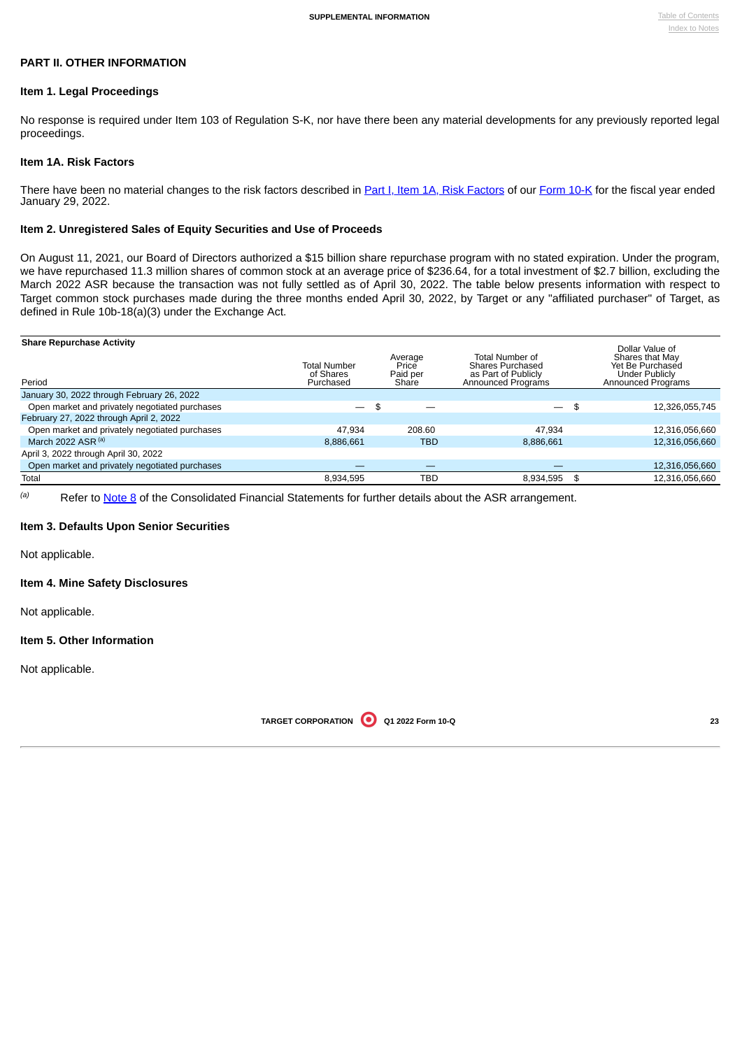## PART II. OTHER INFORMATION

### Item 1. Legal Proceedings

No response is required under Item 103 of Regulation S-K, nor have there been any material developments for any previously reported legal proceedings.

### Item 1A. Risk Factors

There have been no material changes to the risk factors described in Part I, Item 1A, Risk Factors of our Form 10-K for the fiscal year ended January 29, 2022.

### Item 2. Unregistered Sales of Equity Securities and Use of Proceeds

On August 11, 2021, our Board of Directors authorized a $15 billion share repurchase program with no stated expiration. Under the program, we have repurchased 11.3 million shares of common stock at an average price of $236.64, for a total investment of $2.7 billion, excluding the March 2022 ASR because the transaction was not fully settled as of April 30, 2022. The table below presents information with respect to Target common stock purchases made during the three months ended April 30, 2022, by Target or any "affiliated purchaser" of Target, as defined in Rule 10b-18(a)(3) under the Exchange Act.

| Share Repurchase Activity<br>Period | Total Number of Shares Purchased | Average Price Paid per Share | Total Number of Shares Purchased as Part of Publicly Announced Programs | Dollar Value of Shares that May Yet Be Purchased Under Publicly Announced Programs |
|---|---|---|---|---|
| January 30, 2022 through February 26, 2022 | | | | |
| Open market and privately negotiated purchases | — | $ — | — | $ 12,326,055,745 |
| February 27, 2022 through April 2, 2022 | | | | |
| Open market and privately negotiated purchases | 47,934 | 208.60 | 47,934 | 12,316,056,660 |
| March 2022 ASR [(a)] | 8,886,661 | TBD | 8,886,661 | 12,316,056,660 |
| April 3, 2022 through April 30, 2022 | | | | |
| Open market and privately negotiated purchases | — | — | — | 12,316,056,660 |
| Total | 8,934,595 | TBD | 8,934,595 | $ 12,316,056,660 |

*(a)* Refer to Note 8 of the Consolidated Financial Statements for further details about the ASR arrangement.

### Item 3. Defaults Upon Senior Securities

Not applicable.

### Item 4. Mine Safety Disclosures

Not applicable.

### Item 5. Other Information

Not applicable.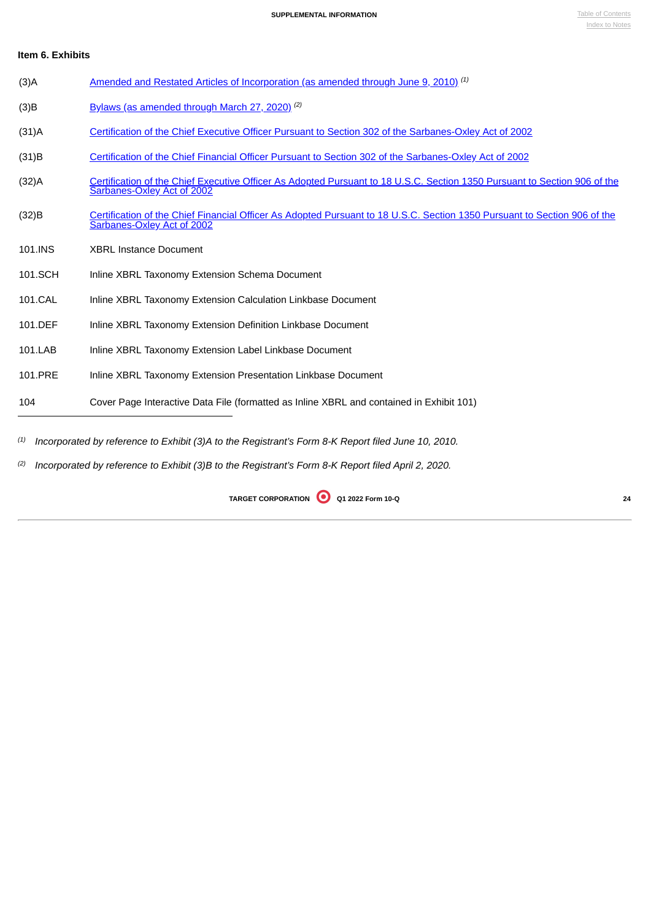### Item 6. Exhibits

| | |
|---|---|
| (3)A | Amended and Restated Articles of Incorporation (as amended through June 9, 2010) [(1)] |
| (3)B | Bylaws (as amended through March 27, 2020) [(2)] |
| (31)A | Certification of the Chief Executive Officer Pursuant to Section 302 of the Sarbanes-Oxley Act of 2002 |
| (31)B | Certification of the Chief Financial Officer Pursuant to Section 302 of the Sarbanes-Oxley Act of 2002 |
| (32)A | Certification of the Chief Executive Officer As Adopted Pursuant to 18 U.S.C. Section 1350 Pursuant to Section 906 of the Sarbanes-Oxley Act of 2002 |
| (32)B | Certification of the Chief Financial Officer As Adopted Pursuant to 18 U.S.C. Section 1350 Pursuant to Section 906 of the Sarbanes-Oxley Act of 2002 |
| 101.INS | XBRL Instance Document |
| 101.SCH | Inline XBRL Taxonomy Extension Schema Document |
| 101.CAL | Inline XBRL Taxonomy Extension Calculation Linkbase Document |
| 101.DEF | Inline XBRL Taxonomy Extension Definition Linkbase Document |
| 101.LAB | Inline XBRL Taxonomy Extension Label Linkbase Document |
| 101.PRE | Inline XBRL Taxonomy Extension Presentation Linkbase Document |
| 104 | Cover Page Interactive Data File (formatted as Inline XBRL and contained in Exhibit 101) |

---

[(1)] *Incorporated by reference to Exhibit (3)A to the Registrant's Form 8-K Report filed June 10, 2010.*

[(2)] *Incorporated by reference to Exhibit (3)B to the Registrant's Form 8-K Report filed April 2, 2020.*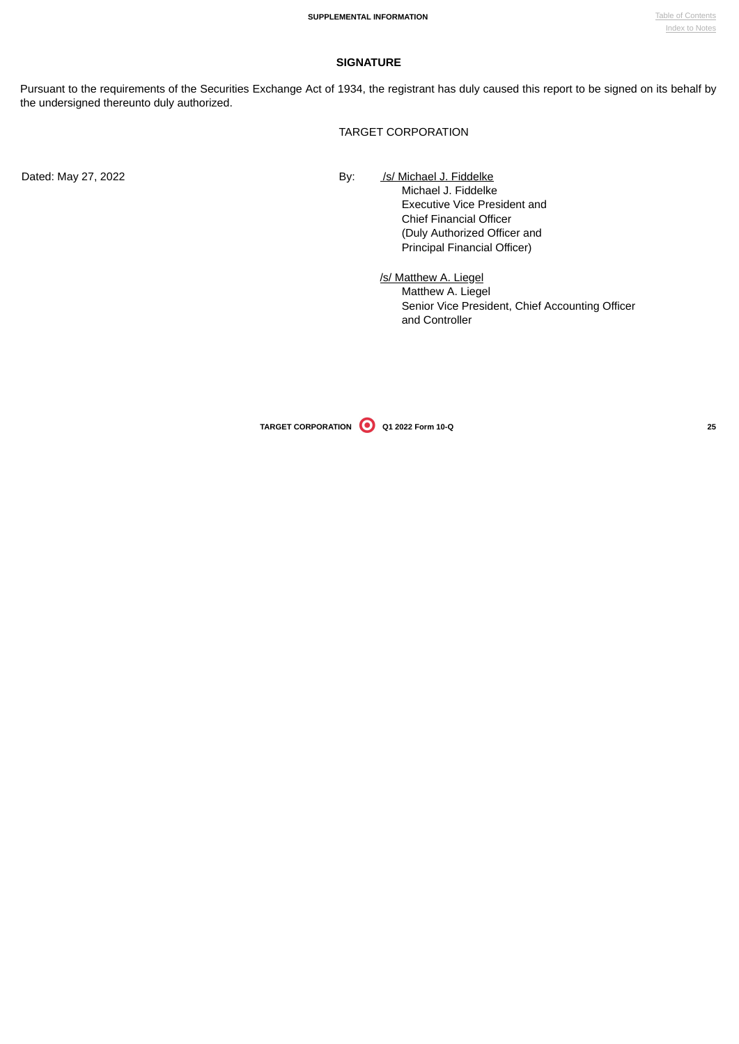## SIGNATURE

Pursuant to the requirements of the Securities Exchange Act of 1934, the registrant has duly caused this report to be signed on its behalf by the undersigned thereunto duly authorized.

TARGET CORPORATION

Dated: May 27, 2022

By: /s/ Michael J. Fiddelke
Michael J. Fiddelke
Executive Vice President and
Chief Financial Officer
(Duly Authorized Officer and
Principal Financial Officer)

/s/ Matthew A. Liegel
Matthew A. Liegel
Senior Vice President, Chief Accounting Officer
and Controller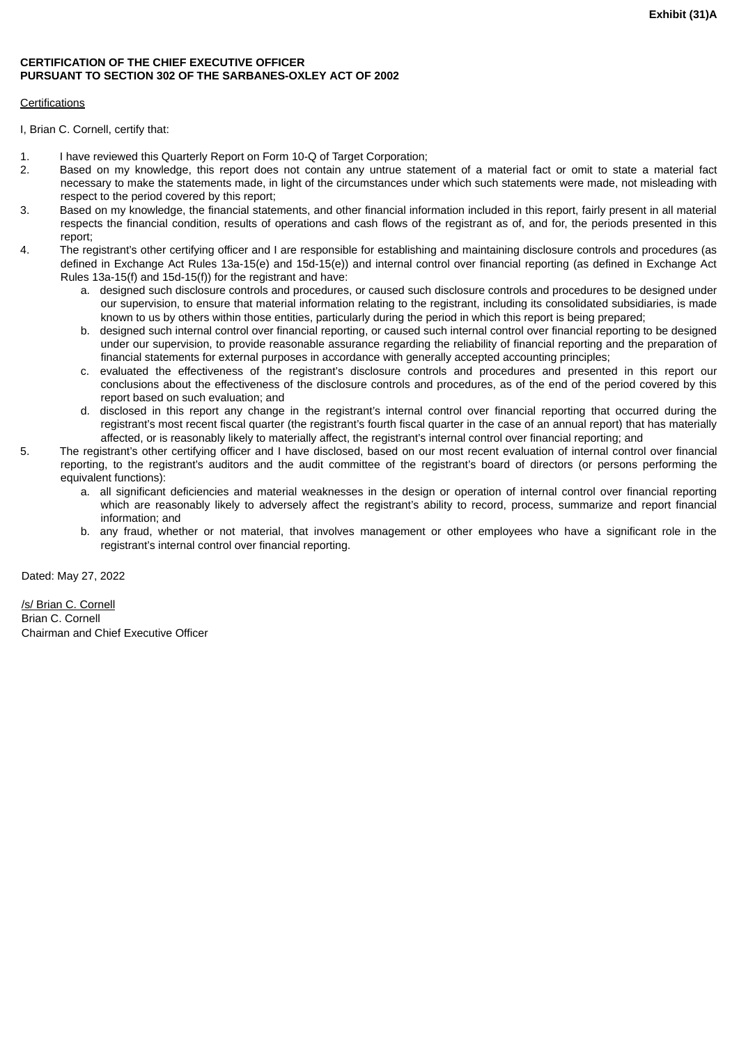Exhibit (31)A

**CERTIFICATION OF THE CHIEF EXECUTIVE OFFICER**
**PURSUANT TO SECTION 302 OF THE SARBANES-OXLEY ACT OF 2002**

Certifications

I, Brian C. Cornell, certify that:

1. I have reviewed this Quarterly Report on Form 10-Q of Target Corporation;
2. Based on my knowledge, this report does not contain any untrue statement of a material fact or omit to state a material fact necessary to make the statements made, in light of the circumstances under which such statements were made, not misleading with respect to the period covered by this report;
3. Based on my knowledge, the financial statements, and other financial information included in this report, fairly present in all material respects the financial condition, results of operations and cash flows of the registrant as of, and for, the periods presented in this report;
4. The registrant's other certifying officer and I are responsible for establishing and maintaining disclosure controls and procedures (as defined in Exchange Act Rules 13a-15(e) and 15d-15(e)) and internal control over financial reporting (as defined in Exchange Act Rules 13a-15(f) and 15d-15(f)) for the registrant and have:
    a. designed such disclosure controls and procedures, or caused such disclosure controls and procedures to be designed under our supervision, to ensure that material information relating to the registrant, including its consolidated subsidiaries, is made known to us by others within those entities, particularly during the period in which this report is being prepared;
    b. designed such internal control over financial reporting, or caused such internal control over financial reporting to be designed under our supervision, to provide reasonable assurance regarding the reliability of financial reporting and the preparation of financial statements for external purposes in accordance with generally accepted accounting principles;
    c. evaluated the effectiveness of the registrant's disclosure controls and procedures and presented in this report our conclusions about the effectiveness of the disclosure controls and procedures, as of the end of the period covered by this report based on such evaluation; and
    d. disclosed in this report any change in the registrant's internal control over financial reporting that occurred during the registrant's most recent fiscal quarter (the registrant's fourth fiscal quarter in the case of an annual report) that has materially affected, or is reasonably likely to materially affect, the registrant's internal control over financial reporting; and
5. The registrant's other certifying officer and I have disclosed, based on our most recent evaluation of internal control over financial reporting, to the registrant's auditors and the audit committee of the registrant's board of directors (or persons performing the equivalent functions):
    a. all significant deficiencies and material weaknesses in the design or operation of internal control over financial reporting which are reasonably likely to adversely affect the registrant's ability to record, process, summarize and report financial information; and
    b. any fraud, whether or not material, that involves management or other employees who have a significant role in the registrant's internal control over financial reporting.

Dated: May 27, 2022

/s/ Brian C. Cornell
Brian C. Cornell
Chairman and Chief Executive Officer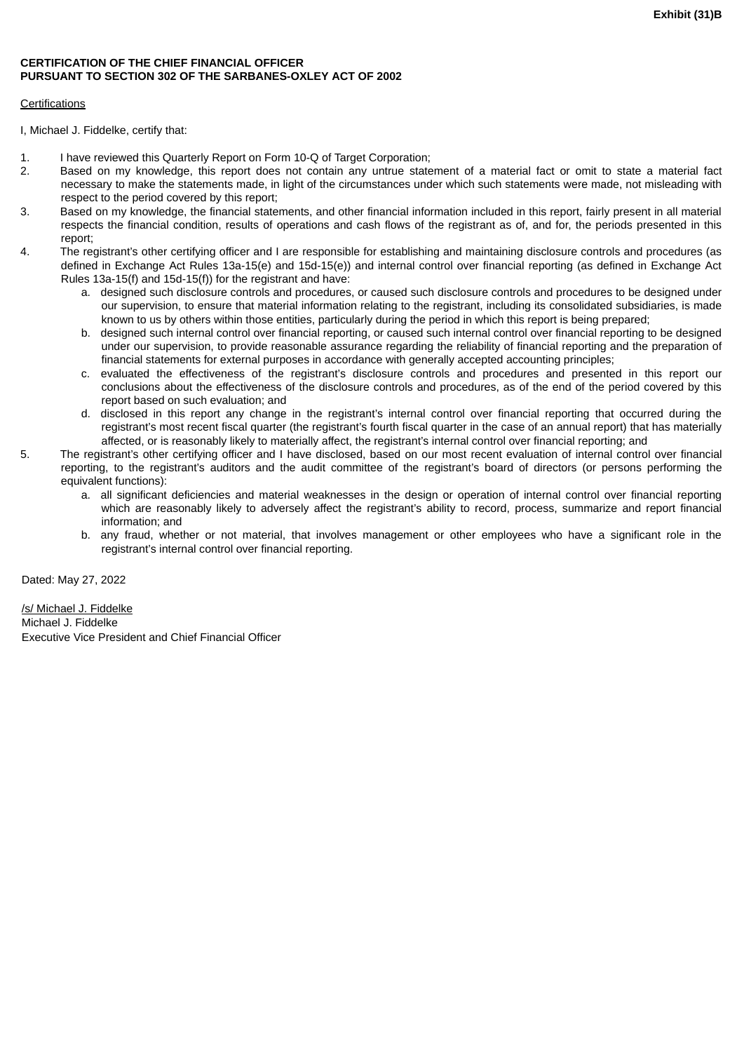**Exhibit (31)B**

**CERTIFICATION OF THE CHIEF FINANCIAL OFFICER**
**PURSUANT TO SECTION 302 OF THE SARBANES-OXLEY ACT OF 2002**

Certifications

I, Michael J. Fiddelke, certify that:

1. I have reviewed this Quarterly Report on Form 10-Q of Target Corporation;
2. Based on my knowledge, this report does not contain any untrue statement of a material fact or omit to state a material fact necessary to make the statements made, in light of the circumstances under which such statements were made, not misleading with respect to the period covered by this report;
3. Based on my knowledge, the financial statements, and other financial information included in this report, fairly present in all material respects the financial condition, results of operations and cash flows of the registrant as of, and for, the periods presented in this report;
4. The registrant's other certifying officer and I are responsible for establishing and maintaining disclosure controls and procedures (as defined in Exchange Act Rules 13a-15(e) and 15d-15(e)) and internal control over financial reporting (as defined in Exchange Act Rules 13a-15(f) and 15d-15(f)) for the registrant and have:
   a. designed such disclosure controls and procedures, or caused such disclosure controls and procedures to be designed under our supervision, to ensure that material information relating to the registrant, including its consolidated subsidiaries, is made known to us by others within those entities, particularly during the period in which this report is being prepared;
   b. designed such internal control over financial reporting, or caused such internal control over financial reporting to be designed under our supervision, to provide reasonable assurance regarding the reliability of financial reporting and the preparation of financial statements for external purposes in accordance with generally accepted accounting principles;
   c. evaluated the effectiveness of the registrant's disclosure controls and procedures and presented in this report our conclusions about the effectiveness of the disclosure controls and procedures, as of the end of the period covered by this report based on such evaluation; and
   d. disclosed in this report any change in the registrant's internal control over financial reporting that occurred during the registrant's most recent fiscal quarter (the registrant's fourth fiscal quarter in the case of an annual report) that has materially affected, or is reasonably likely to materially affect, the registrant's internal control over financial reporting; and
5. The registrant's other certifying officer and I have disclosed, based on our most recent evaluation of internal control over financial reporting, to the registrant's auditors and the audit committee of the registrant's board of directors (or persons performing the equivalent functions):
   a. all significant deficiencies and material weaknesses in the design or operation of internal control over financial reporting which are reasonably likely to adversely affect the registrant's ability to record, process, summarize and report financial information; and
   b. any fraud, whether or not material, that involves management or other employees who have a significant role in the registrant's internal control over financial reporting.

Dated: May 27, 2022

/s/ Michael J. Fiddelke
Michael J. Fiddelke
Executive Vice President and Chief Financial Officer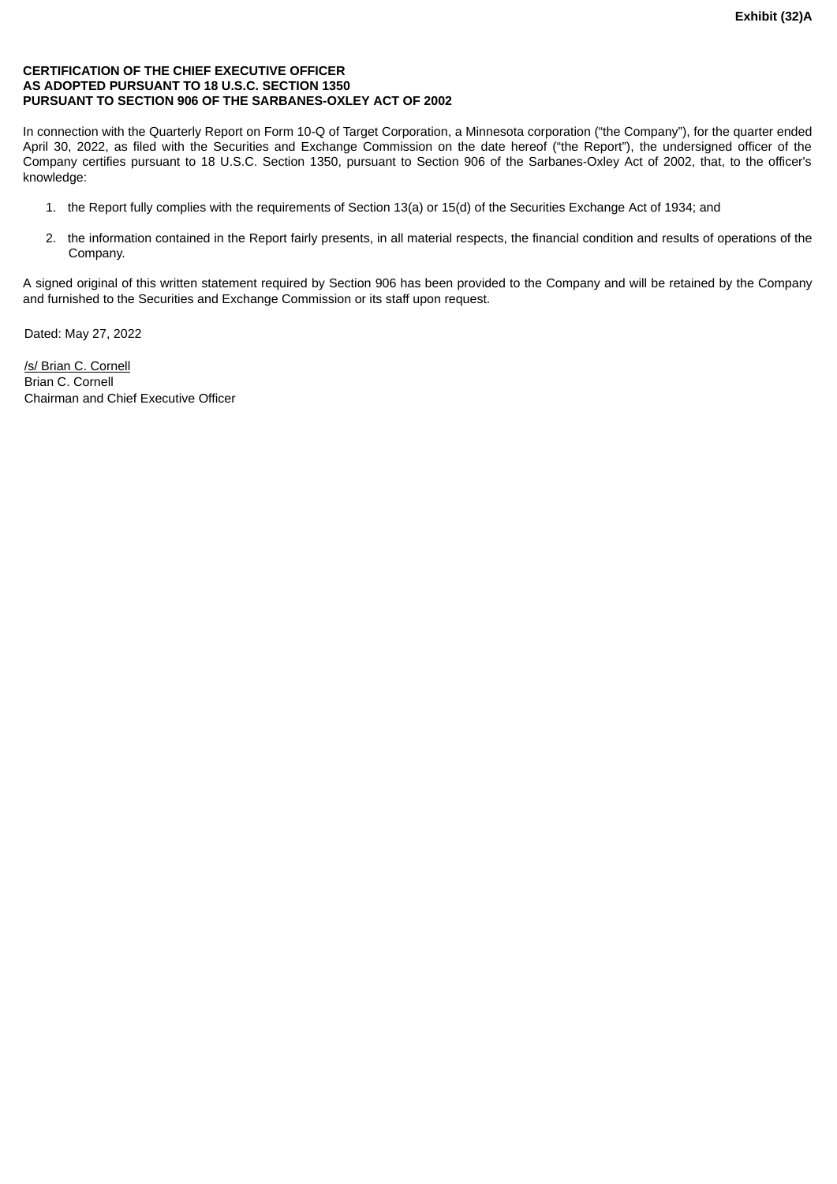**Exhibit (32)A**

**CERTIFICATION OF THE CHIEF EXECUTIVE OFFICER**
**AS ADOPTED PURSUANT TO 18 U.S.C. SECTION 1350**
**PURSUANT TO SECTION 906 OF THE SARBANES-OXLEY ACT OF 2002**

In connection with the Quarterly Report on Form 10-Q of Target Corporation, a Minnesota corporation ("the Company"), for the quarter ended April 30, 2022, as filed with the Securities and Exchange Commission on the date hereof ("the Report"), the undersigned officer of the Company certifies pursuant to 18 U.S.C. Section 1350, pursuant to Section 906 of the Sarbanes-Oxley Act of 2002, that, to the officer's knowledge:

1. the Report fully complies with the requirements of Section 13(a) or 15(d) of the Securities Exchange Act of 1934; and
2. the information contained in the Report fairly presents, in all material respects, the financial condition and results of operations of the Company.

A signed original of this written statement required by Section 906 has been provided to the Company and will be retained by the Company and furnished to the Securities and Exchange Commission or its staff upon request.

Dated: May 27, 2022

/s/ Brian C. Cornell
Brian C. Cornell
Chairman and Chief Executive Officer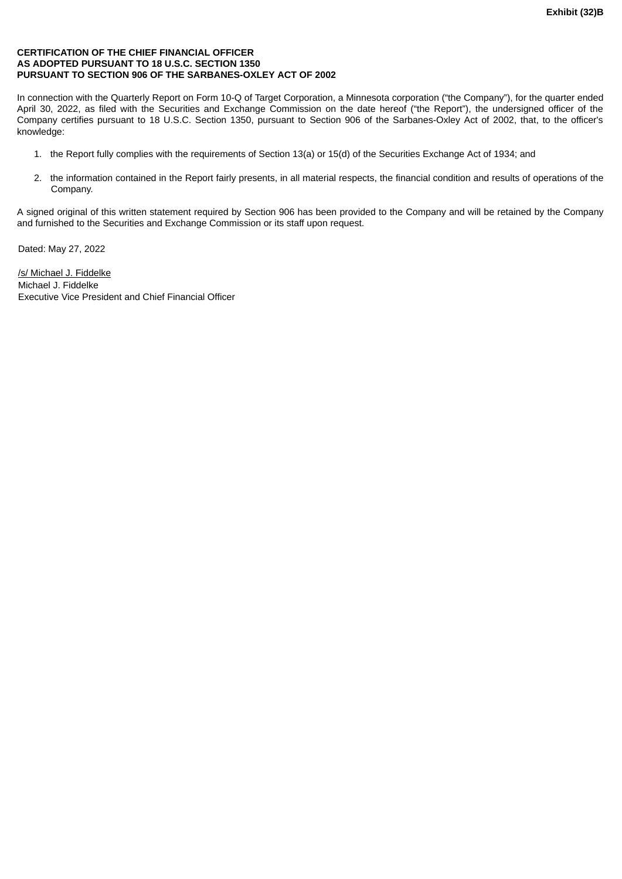**Exhibit (32)B**

**CERTIFICATION OF THE CHIEF FINANCIAL OFFICER**
**AS ADOPTED PURSUANT TO 18 U.S.C. SECTION 1350**
**PURSUANT TO SECTION 906 OF THE SARBANES-OXLEY ACT OF 2002**

In connection with the Quarterly Report on Form 10-Q of Target Corporation, a Minnesota corporation ("the Company"), for the quarter ended April 30, 2022, as filed with the Securities and Exchange Commission on the date hereof ("the Report"), the undersigned officer of the Company certifies pursuant to 18 U.S.C. Section 1350, pursuant to Section 906 of the Sarbanes-Oxley Act of 2002, that, to the officer's knowledge:

1. the Report fully complies with the requirements of Section 13(a) or 15(d) of the Securities Exchange Act of 1934; and

2. the information contained in the Report fairly presents, in all material respects, the financial condition and results of operations of the Company.

A signed original of this written statement required by Section 906 has been provided to the Company and will be retained by the Company and furnished to the Securities and Exchange Commission or its staff upon request.

Dated: May 27, 2022

/s/ Michael J. Fiddelke
Michael J. Fiddelke
Executive Vice President and Chief Financial Officer